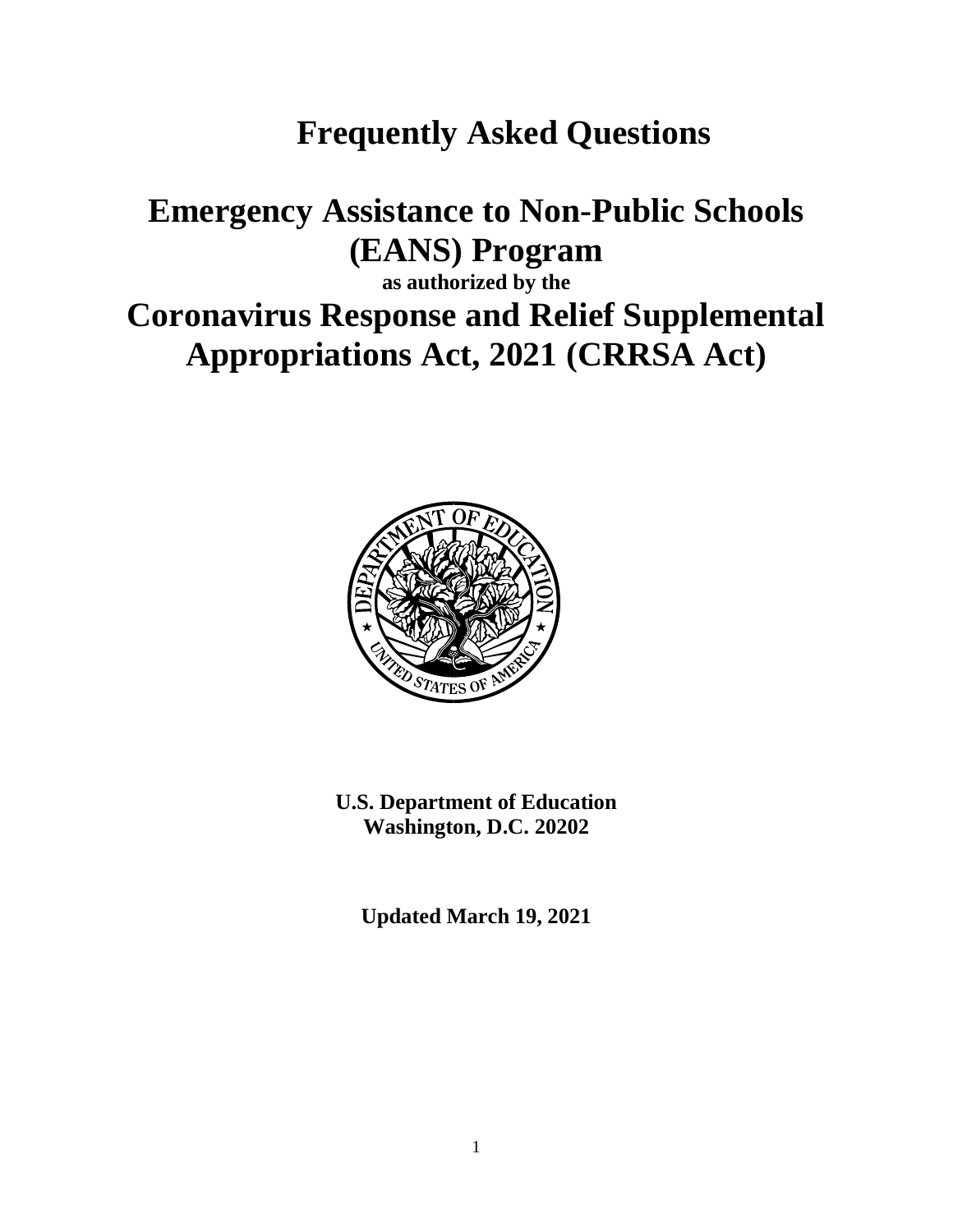# Frequently Asked Questions

# Emergency Assistance to Non-Public Schools (EANS) Program

**as authorized by the**

# Coronavirus Response and Relief Supplemental Appropriations Act, 2021 (CRRSA Act)

**U.S. Department of Education**
**Washington, D.C. 20202**

**Updated March 19, 2021**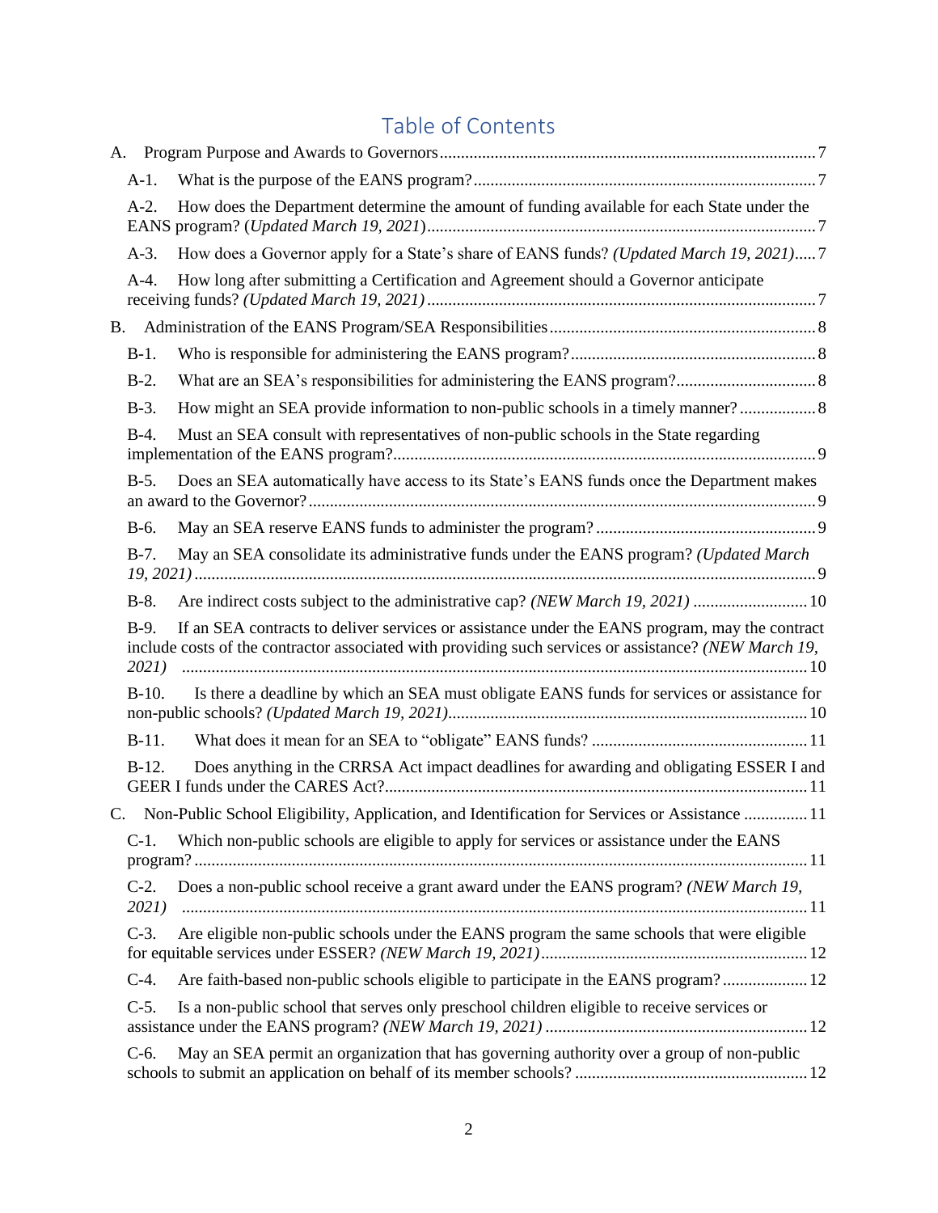# Table of Contents

A. Program Purpose and Awards to Governors ........ 7

- A-1. What is the purpose of the EANS program? ........ 7
- A-2. How does the Department determine the amount of funding available for each State under the EANS program? (*Updated March 19, 2021*) ........ 7
- A-3. How does a Governor apply for a State's share of EANS funds? *(Updated March 19, 2021)* ........ 7
- A-4. How long after submitting a Certification and Agreement should a Governor anticipate receiving funds? *(Updated March 19, 2021)* ........ 7

B. Administration of the EANS Program/SEA Responsibilities ........ 8

- B-1. Who is responsible for administering the EANS program? ........ 8
- B-2. What are an SEA's responsibilities for administering the EANS program? ........ 8
- B-3. How might an SEA provide information to non-public schools in a timely manner? ........ 8
- B-4. Must an SEA consult with representatives of non-public schools in the State regarding implementation of the EANS program? ........ 9
- B-5. Does an SEA automatically have access to its State's EANS funds once the Department makes an award to the Governor? ........ 9
- B-6. May an SEA reserve EANS funds to administer the program? ........ 9
- B-7. May an SEA consolidate its administrative funds under the EANS program? *(Updated March 19, 2021)* ........ 9
- B-8. Are indirect costs subject to the administrative cap? *(NEW March 19, 2021)* ........ 10
- B-9. If an SEA contracts to deliver services or assistance under the EANS program, may the contract include costs of the contractor associated with providing such services or assistance? *(NEW March 19, 2021)* ........ 10
- B-10. Is there a deadline by which an SEA must obligate EANS funds for services or assistance for non-public schools? *(Updated March 19, 2021)* ........ 10
- B-11. What does it mean for an SEA to "obligate" EANS funds? ........ 11
- B-12. Does anything in the CRRSA Act impact deadlines for awarding and obligating ESSER I and GEER I funds under the CARES Act? ........ 11

C. Non-Public School Eligibility, Application, and Identification for Services or Assistance ........ 11

- C-1. Which non-public schools are eligible to apply for services or assistance under the EANS program? ........ 11
- C-2. Does a non-public school receive a grant award under the EANS program? *(NEW March 19, 2021)* ........ 11
- C-3. Are eligible non-public schools under the EANS program the same schools that were eligible for equitable services under ESSER? *(NEW March 19, 2021)* ........ 12
- C-4. Are faith-based non-public schools eligible to participate in the EANS program? ........ 12
- C-5. Is a non-public school that serves only preschool children eligible to receive services or assistance under the EANS program? *(NEW March 19, 2021)* ........ 12
- C-6. May an SEA permit an organization that has governing authority over a group of non-public schools to submit an application on behalf of its member schools? ........ 12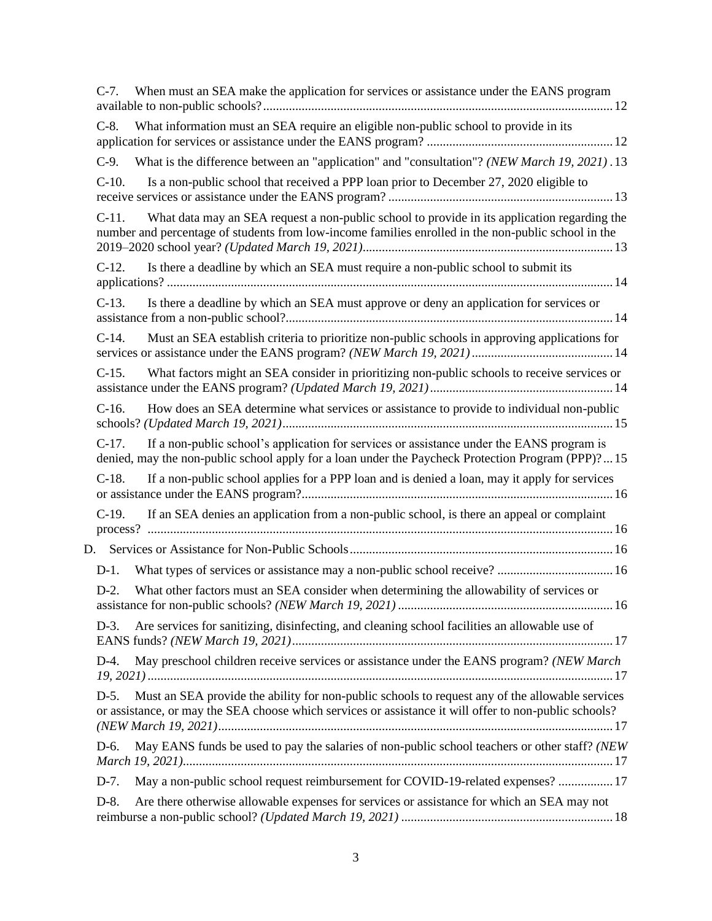C-7. When must an SEA make the application for services or assistance under the EANS program available to non-public schools? ... 12

C-8. What information must an SEA require an eligible non-public school to provide in its application for services or assistance under the EANS program? ... 12

C-9. What is the difference between an "application" and "consultation"? *(NEW March 19, 2021)* . 13

C-10. Is a non-public school that received a PPP loan prior to December 27, 2020 eligible to receive services or assistance under the EANS program? ... 13

C-11. What data may an SEA request a non-public school to provide in its application regarding the number and percentage of students from low-income families enrolled in the non-public school in the 2019–2020 school year? *(Updated March 19, 2021)* ... 13

C-12. Is there a deadline by which an SEA must require a non-public school to submit its applications? ... 14

C-13. Is there a deadline by which an SEA must approve or deny an application for services or assistance from a non-public school? ... 14

C-14. Must an SEA establish criteria to prioritize non-public schools in approving applications for services or assistance under the EANS program? *(NEW March 19, 2021)* ... 14

C-15. What factors might an SEA consider in prioritizing non-public schools to receive services or assistance under the EANS program? *(Updated March 19, 2021)* ... 14

C-16. How does an SEA determine what services or assistance to provide to individual non-public schools? *(Updated March 19, 2021)* ... 15

C-17. If a non-public school's application for services or assistance under the EANS program is denied, may the non-public school apply for a loan under the Paycheck Protection Program (PPP)? ... 15

C-18. If a non-public school applies for a PPP loan and is denied a loan, may it apply for services or assistance under the EANS program? ... 16

C-19. If an SEA denies an application from a non-public school, is there an appeal or complaint process? ... 16

D. Services or Assistance for Non-Public Schools ... 16

D-1. What types of services or assistance may a non-public school receive? ... 16

D-2. What other factors must an SEA consider when determining the allowability of services or assistance for non-public schools? *(NEW March 19, 2021)* ... 16

D-3. Are services for sanitizing, disinfecting, and cleaning school facilities an allowable use of EANS funds? *(NEW March 19, 2021)* ... 17

D-4. May preschool children receive services or assistance under the EANS program? *(NEW March 19, 2021)* ... 17

D-5. Must an SEA provide the ability for non-public schools to request any of the allowable services or assistance, or may the SEA choose which services or assistance it will offer to non-public schools? *(NEW March 19, 2021)* ... 17

D-6. May EANS funds be used to pay the salaries of non-public school teachers or other staff? *(NEW March 19, 2021)* ... 17

D-7. May a non-public school request reimbursement for COVID-19-related expenses? ... 17

D-8. Are there otherwise allowable expenses for services or assistance for which an SEA may not reimburse a non-public school? *(Updated March 19, 2021)* ... 18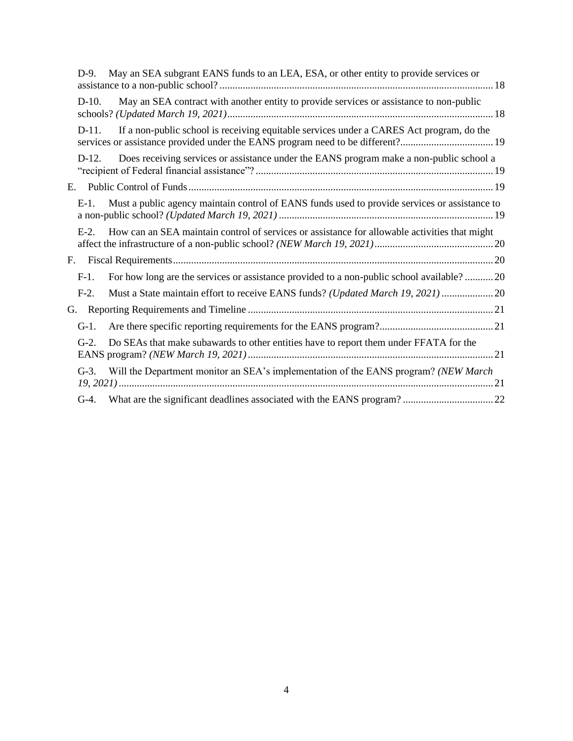- D-9. May an SEA subgrant EANS funds to an LEA, ESA, or other entity to provide services or assistance to a non-public school? ... 18
- D-10. May an SEA contract with another entity to provide services or assistance to non-public schools? *(Updated March 19, 2021)* ... 18
- D-11. If a non-public school is receiving equitable services under a CARES Act program, do the services or assistance provided under the EANS program need to be different? ... 19
- D-12. Does receiving services or assistance under the EANS program make a non-public school a "recipient of Federal financial assistance"? ... 19

E. Public Control of Funds ... 19

- E-1. Must a public agency maintain control of EANS funds used to provide services or assistance to a non-public school? *(Updated March 19, 2021)* ... 19
- E-2. How can an SEA maintain control of services or assistance for allowable activities that might affect the infrastructure of a non-public school? *(NEW March 19, 2021)* ... 20

F. Fiscal Requirements ... 20

- F-1. For how long are the services or assistance provided to a non-public school available? ... 20
- F-2. Must a State maintain effort to receive EANS funds? *(Updated March 19, 2021)* ... 20

G. Reporting Requirements and Timeline ... 21

- G-1. Are there specific reporting requirements for the EANS program? ... 21
- G-2. Do SEAs that make subawards to other entities have to report them under FFATA for the EANS program? *(NEW March 19, 2021)* ... 21
- G-3. Will the Department monitor an SEA's implementation of the EANS program? *(NEW March 19, 2021)* ... 21
- G-4. What are the significant deadlines associated with the EANS program? ... 22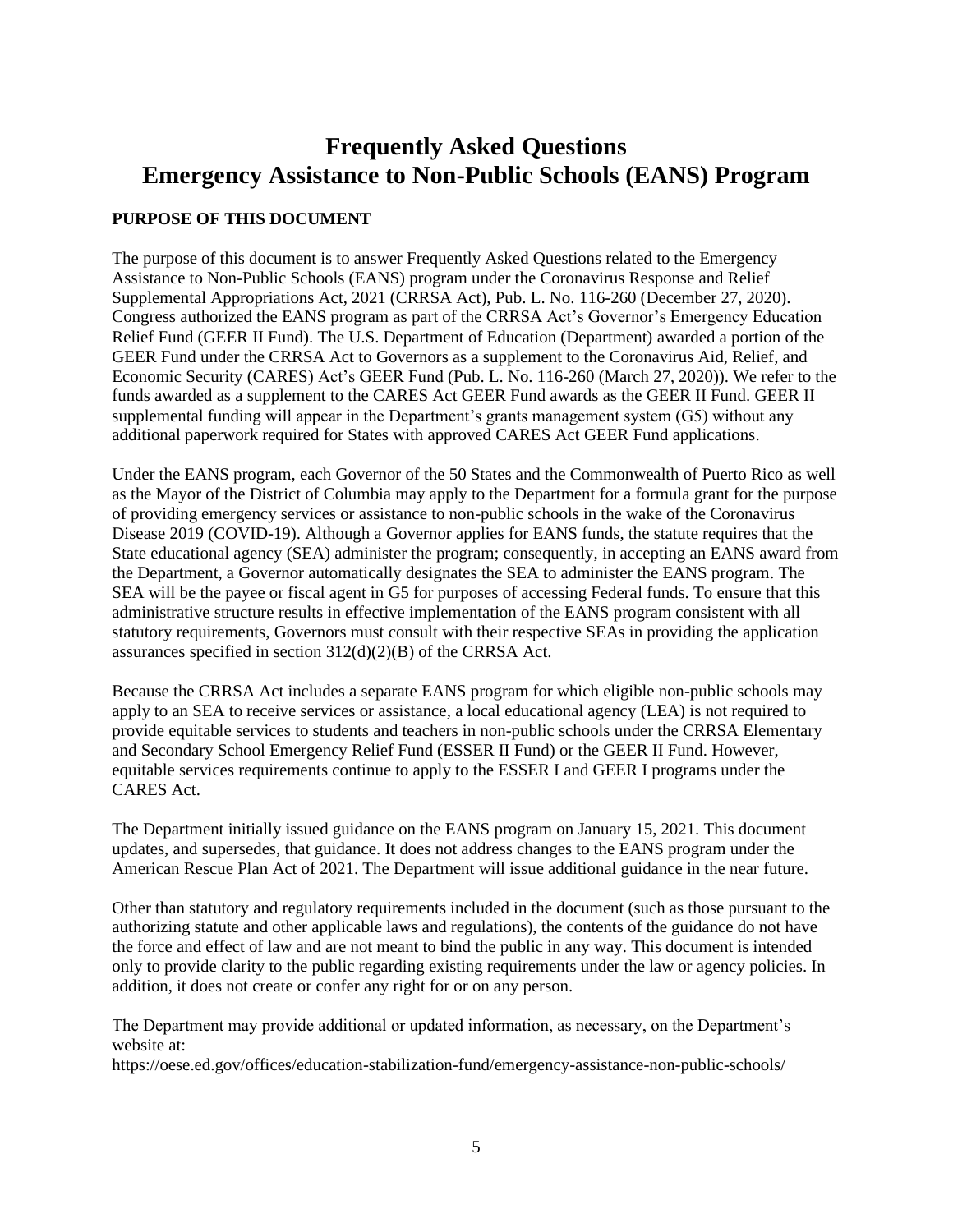# Frequently Asked Questions
# Emergency Assistance to Non-Public Schools (EANS) Program

**PURPOSE OF THIS DOCUMENT**

The purpose of this document is to answer Frequently Asked Questions related to the Emergency Assistance to Non-Public Schools (EANS) program under the Coronavirus Response and Relief Supplemental Appropriations Act, 2021 (CRRSA Act), Pub. L. No. 116-260 (December 27, 2020). Congress authorized the EANS program as part of the CRRSA Act's Governor's Emergency Education Relief Fund (GEER II Fund). The U.S. Department of Education (Department) awarded a portion of the GEER Fund under the CRRSA Act to Governors as a supplement to the Coronavirus Aid, Relief, and Economic Security (CARES) Act's GEER Fund (Pub. L. No. 116-260 (March 27, 2020)). We refer to the funds awarded as a supplement to the CARES Act GEER Fund awards as the GEER II Fund. GEER II supplemental funding will appear in the Department's grants management system (G5) without any additional paperwork required for States with approved CARES Act GEER Fund applications.

Under the EANS program, each Governor of the 50 States and the Commonwealth of Puerto Rico as well as the Mayor of the District of Columbia may apply to the Department for a formula grant for the purpose of providing emergency services or assistance to non-public schools in the wake of the Coronavirus Disease 2019 (COVID-19). Although a Governor applies for EANS funds, the statute requires that the State educational agency (SEA) administer the program; consequently, in accepting an EANS award from the Department, a Governor automatically designates the SEA to administer the EANS program. The SEA will be the payee or fiscal agent in G5 for purposes of accessing Federal funds. To ensure that this administrative structure results in effective implementation of the EANS program consistent with all statutory requirements, Governors must consult with their respective SEAs in providing the application assurances specified in section 312(d)(2)(B) of the CRRSA Act.

Because the CRRSA Act includes a separate EANS program for which eligible non-public schools may apply to an SEA to receive services or assistance, a local educational agency (LEA) is not required to provide equitable services to students and teachers in non-public schools under the CRRSA Elementary and Secondary School Emergency Relief Fund (ESSER II Fund) or the GEER II Fund. However, equitable services requirements continue to apply to the ESSER I and GEER I programs under the CARES Act.

The Department initially issued guidance on the EANS program on January 15, 2021. This document updates, and supersedes, that guidance. It does not address changes to the EANS program under the American Rescue Plan Act of 2021. The Department will issue additional guidance in the near future.

Other than statutory and regulatory requirements included in the document (such as those pursuant to the authorizing statute and other applicable laws and regulations), the contents of the guidance do not have the force and effect of law and are not meant to bind the public in any way. This document is intended only to provide clarity to the public regarding existing requirements under the law or agency policies. In addition, it does not create or confer any right for or on any person.

The Department may provide additional or updated information, as necessary, on the Department's website at:
https://oese.ed.gov/offices/education-stabilization-fund/emergency-assistance-non-public-schools/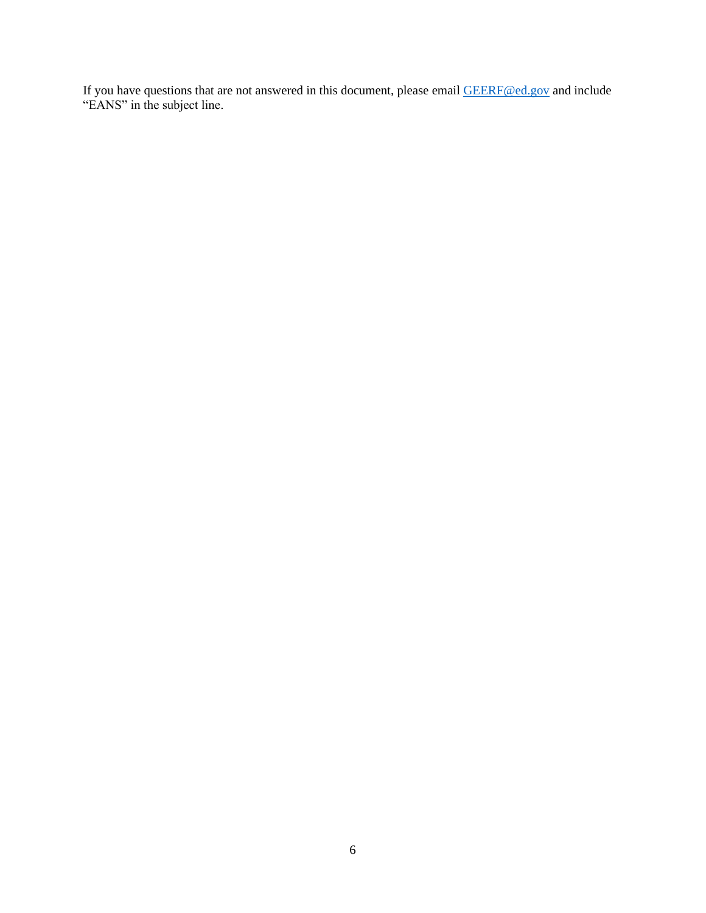If you have questions that are not answered in this document, please email [GEERF@ed.gov](mailto:GEERF@ed.gov) and include "EANS" in the subject line.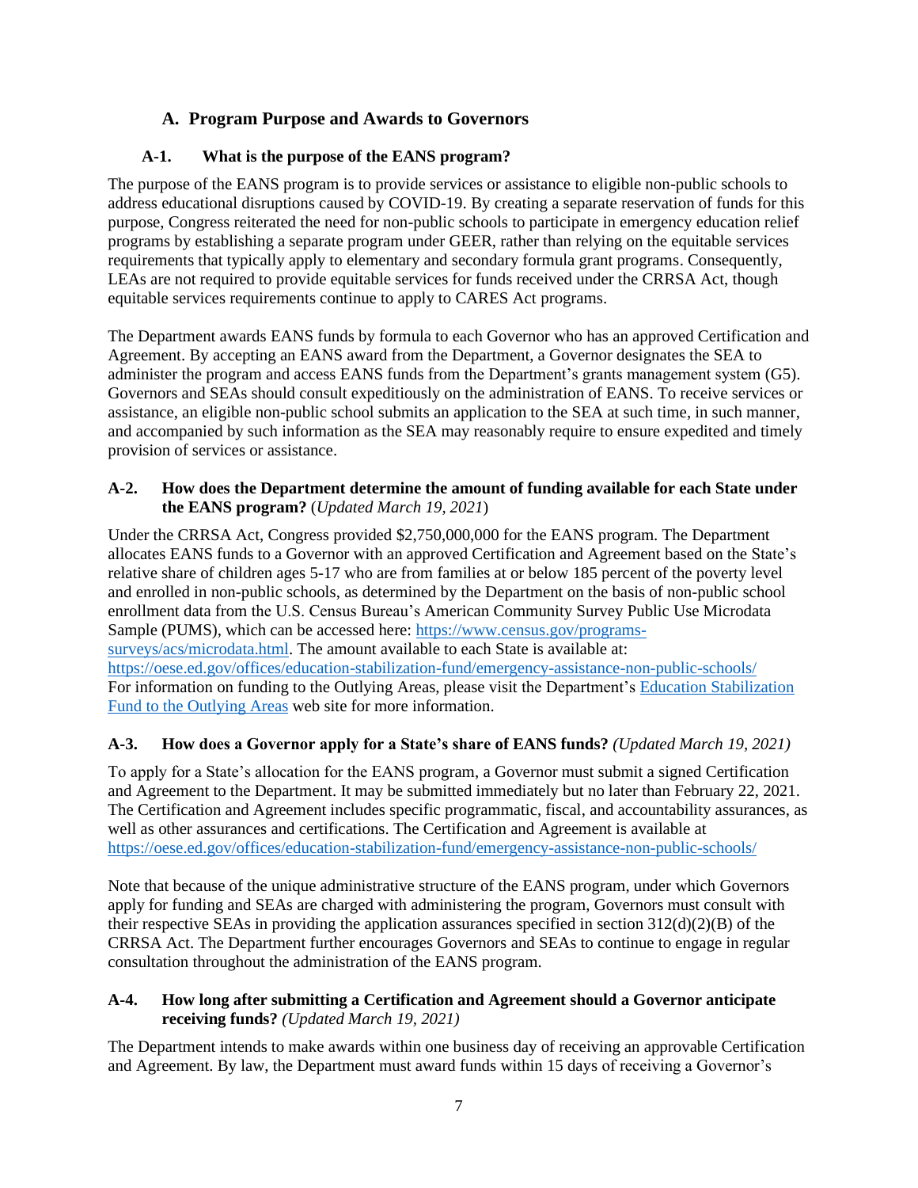## A. Program Purpose and Awards to Governors

### A-1. What is the purpose of the EANS program?

The purpose of the EANS program is to provide services or assistance to eligible non-public schools to address educational disruptions caused by COVID-19. By creating a separate reservation of funds for this purpose, Congress reiterated the need for non-public schools to participate in emergency education relief programs by establishing a separate program under GEER, rather than relying on the equitable services requirements that typically apply to elementary and secondary formula grant programs. Consequently, LEAs are not required to provide equitable services for funds received under the CRRSA Act, though equitable services requirements continue to apply to CARES Act programs.

The Department awards EANS funds by formula to each Governor who has an approved Certification and Agreement. By accepting an EANS award from the Department, a Governor designates the SEA to administer the program and access EANS funds from the Department's grants management system (G5). Governors and SEAs should consult expeditiously on the administration of EANS. To receive services or assistance, an eligible non-public school submits an application to the SEA at such time, in such manner, and accompanied by such information as the SEA may reasonably require to ensure expedited and timely provision of services or assistance.

### A-2. How does the Department determine the amount of funding available for each State under the EANS program? (*Updated March 19, 2021*)

Under the CRRSA Act, Congress provided $2,750,000,000 for the EANS program. The Department allocates EANS funds to a Governor with an approved Certification and Agreement based on the State's relative share of children ages 5-17 who are from families at or below 185 percent of the poverty level and enrolled in non-public schools, as determined by the Department on the basis of non-public school enrollment data from the U.S. Census Bureau's American Community Survey Public Use Microdata Sample (PUMS), which can be accessed here: [https://www.census.gov/programs-surveys/acs/microdata.html](https://www.census.gov/programs-surveys/acs/microdata.html). The amount available to each State is available at: [https://oese.ed.gov/offices/education-stabilization-fund/emergency-assistance-non-public-schools/](https://oese.ed.gov/offices/education-stabilization-fund/emergency-assistance-non-public-schools/)
For information on funding to the Outlying Areas, please visit the Department's [Education Stabilization Fund to the Outlying Areas](#) web site for more information.

### A-3. How does a Governor apply for a State's share of EANS funds? *(Updated March 19, 2021)*

To apply for a State's allocation for the EANS program, a Governor must submit a signed Certification and Agreement to the Department. It may be submitted immediately but no later than February 22, 2021. The Certification and Agreement includes specific programmatic, fiscal, and accountability assurances, as well as other assurances and certifications. The Certification and Agreement is available at [https://oese.ed.gov/offices/education-stabilization-fund/emergency-assistance-non-public-schools/](https://oese.ed.gov/offices/education-stabilization-fund/emergency-assistance-non-public-schools/)

Note that because of the unique administrative structure of the EANS program, under which Governors apply for funding and SEAs are charged with administering the program, Governors must consult with their respective SEAs in providing the application assurances specified in section 312(d)(2)(B) of the CRRSA Act. The Department further encourages Governors and SEAs to continue to engage in regular consultation throughout the administration of the EANS program.

### A-4. How long after submitting a Certification and Agreement should a Governor anticipate receiving funds? *(Updated March 19, 2021)*

The Department intends to make awards within one business day of receiving an approvable Certification and Agreement. By law, the Department must award funds within 15 days of receiving a Governor's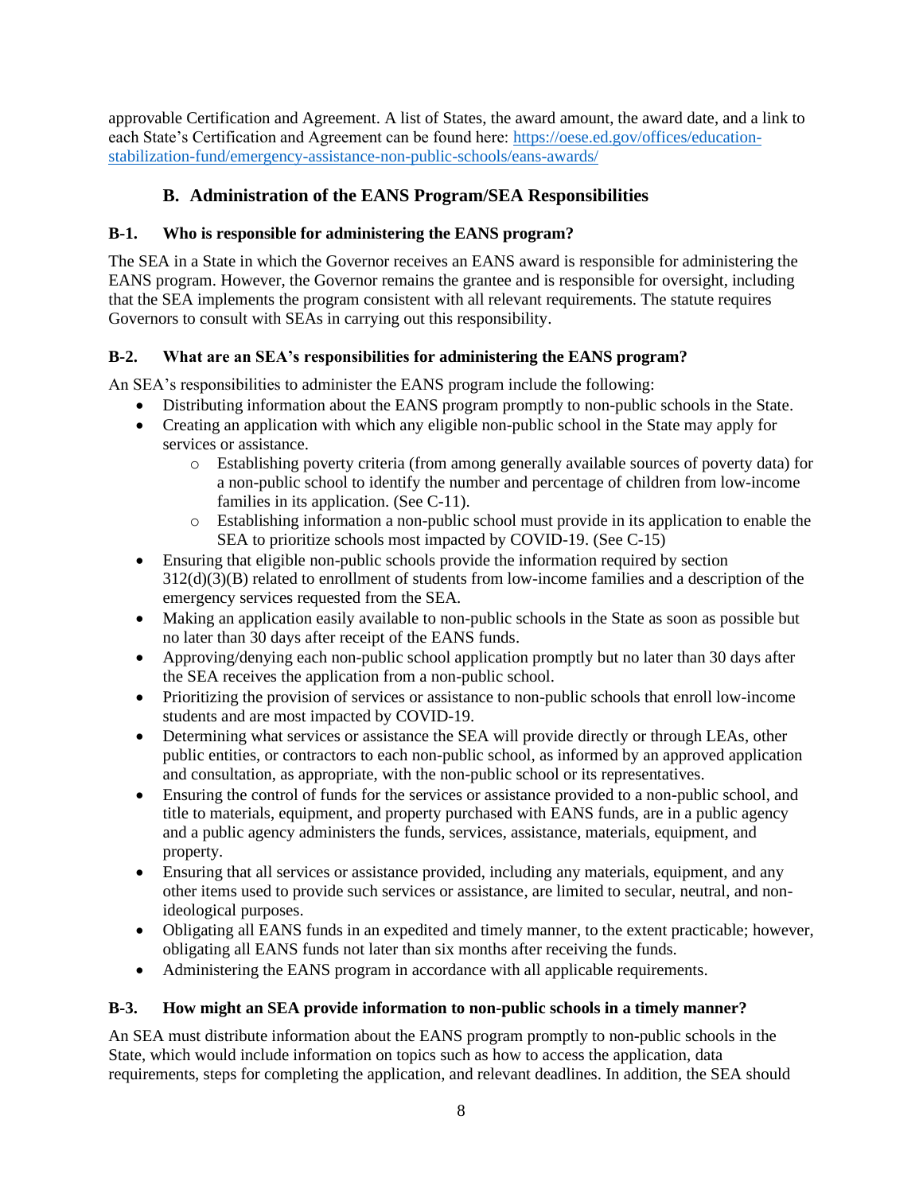approvable Certification and Agreement. A list of States, the award amount, the award date, and a link to each State's Certification and Agreement can be found here: [https://oese.ed.gov/offices/education-stabilization-fund/emergency-assistance-non-public-schools/eans-awards/](https://oese.ed.gov/offices/education-stabilization-fund/emergency-assistance-non-public-schools/eans-awards/)

## B. Administration of the EANS Program/SEA Responsibilities

### B-1. Who is responsible for administering the EANS program?

The SEA in a State in which the Governor receives an EANS award is responsible for administering the EANS program. However, the Governor remains the grantee and is responsible for oversight, including that the SEA implements the program consistent with all relevant requirements. The statute requires Governors to consult with SEAs in carrying out this responsibility.

### B-2. What are an SEA's responsibilities for administering the EANS program?

An SEA's responsibilities to administer the EANS program include the following:

- Distributing information about the EANS program promptly to non-public schools in the State.
- Creating an application with which any eligible non-public school in the State may apply for services or assistance.
    - Establishing poverty criteria (from among generally available sources of poverty data) for a non-public school to identify the number and percentage of children from low-income families in its application. (See C-11).
    - Establishing information a non-public school must provide in its application to enable the SEA to prioritize schools most impacted by COVID-19. (See C-15)
- Ensuring that eligible non-public schools provide the information required by section 312(d)(3)(B) related to enrollment of students from low-income families and a description of the emergency services requested from the SEA.
- Making an application easily available to non-public schools in the State as soon as possible but no later than 30 days after receipt of the EANS funds.
- Approving/denying each non-public school application promptly but no later than 30 days after the SEA receives the application from a non-public school.
- Prioritizing the provision of services or assistance to non-public schools that enroll low-income students and are most impacted by COVID-19.
- Determining what services or assistance the SEA will provide directly or through LEAs, other public entities, or contractors to each non-public school, as informed by an approved application and consultation, as appropriate, with the non-public school or its representatives.
- Ensuring the control of funds for the services or assistance provided to a non-public school, and title to materials, equipment, and property purchased with EANS funds, are in a public agency and a public agency administers the funds, services, assistance, materials, equipment, and property.
- Ensuring that all services or assistance provided, including any materials, equipment, and any other items used to provide such services or assistance, are limited to secular, neutral, and non-ideological purposes.
- Obligating all EANS funds in an expedited and timely manner, to the extent practicable; however, obligating all EANS funds not later than six months after receiving the funds.
- Administering the EANS program in accordance with all applicable requirements.

### B-3. How might an SEA provide information to non-public schools in a timely manner?

An SEA must distribute information about the EANS program promptly to non-public schools in the State, which would include information on topics such as how to access the application, data requirements, steps for completing the application, and relevant deadlines. In addition, the SEA should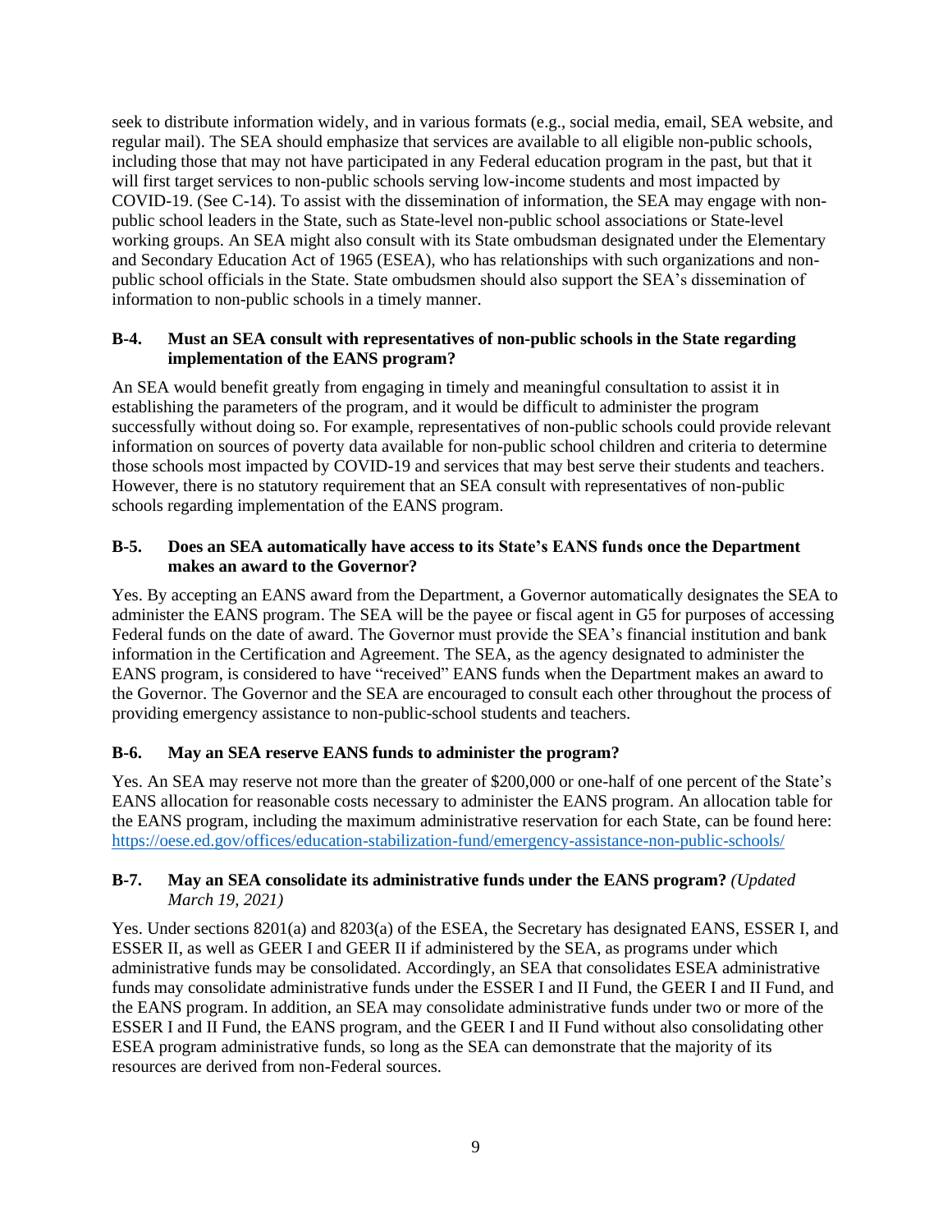seek to distribute information widely, and in various formats (e.g., social media, email, SEA website, and regular mail). The SEA should emphasize that services are available to all eligible non-public schools, including those that may not have participated in any Federal education program in the past, but that it will first target services to non-public schools serving low-income students and most impacted by COVID-19. (See C-14). To assist with the dissemination of information, the SEA may engage with non-public school leaders in the State, such as State-level non-public school associations or State-level working groups. An SEA might also consult with its State ombudsman designated under the Elementary and Secondary Education Act of 1965 (ESEA), who has relationships with such organizations and non-public school officials in the State. State ombudsmen should also support the SEA's dissemination of information to non-public schools in a timely manner.

**B-4. Must an SEA consult with representatives of non-public schools in the State regarding implementation of the EANS program?**

An SEA would benefit greatly from engaging in timely and meaningful consultation to assist it in establishing the parameters of the program, and it would be difficult to administer the program successfully without doing so. For example, representatives of non-public schools could provide relevant information on sources of poverty data available for non-public school children and criteria to determine those schools most impacted by COVID-19 and services that may best serve their students and teachers. However, there is no statutory requirement that an SEA consult with representatives of non-public schools regarding implementation of the EANS program.

**B-5. Does an SEA automatically have access to its State's EANS funds once the Department makes an award to the Governor?**

Yes. By accepting an EANS award from the Department, a Governor automatically designates the SEA to administer the EANS program. The SEA will be the payee or fiscal agent in G5 for purposes of accessing Federal funds on the date of award. The Governor must provide the SEA's financial institution and bank information in the Certification and Agreement. The SEA, as the agency designated to administer the EANS program, is considered to have "received" EANS funds when the Department makes an award to the Governor. The Governor and the SEA are encouraged to consult each other throughout the process of providing emergency assistance to non-public-school students and teachers.

**B-6. May an SEA reserve EANS funds to administer the program?**

Yes. An SEA may reserve not more than the greater of $200,000 or one-half of one percent of the State's EANS allocation for reasonable costs necessary to administer the EANS program. An allocation table for the EANS program, including the maximum administrative reservation for each State, can be found here: https://oese.ed.gov/offices/education-stabilization-fund/emergency-assistance-non-public-schools/

**B-7. May an SEA consolidate its administrative funds under the EANS program?** *(Updated March 19, 2021)*

Yes. Under sections 8201(a) and 8203(a) of the ESEA, the Secretary has designated EANS, ESSER I, and ESSER II, as well as GEER I and GEER II if administered by the SEA, as programs under which administrative funds may be consolidated. Accordingly, an SEA that consolidates ESEA administrative funds may consolidate administrative funds under the ESSER I and II Fund, the GEER I and II Fund, and the EANS program. In addition, an SEA may consolidate administrative funds under two or more of the ESSER I and II Fund, the EANS program, and the GEER I and II Fund without also consolidating other ESEA program administrative funds, so long as the SEA can demonstrate that the majority of its resources are derived from non-Federal sources.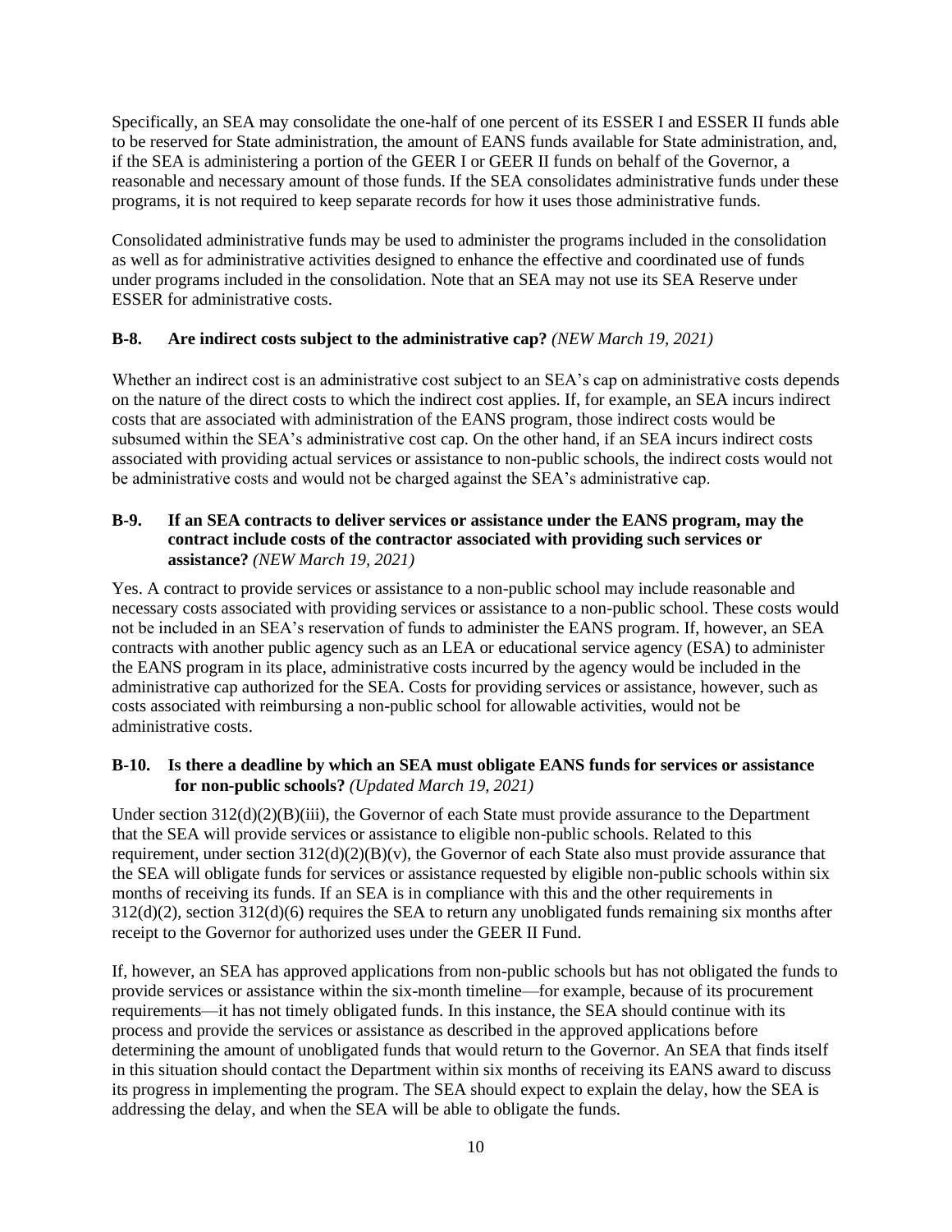Specifically, an SEA may consolidate the one-half of one percent of its ESSER I and ESSER II funds able to be reserved for State administration, the amount of EANS funds available for State administration, and, if the SEA is administering a portion of the GEER I or GEER II funds on behalf of the Governor, a reasonable and necessary amount of those funds. If the SEA consolidates administrative funds under these programs, it is not required to keep separate records for how it uses those administrative funds.

Consolidated administrative funds may be used to administer the programs included in the consolidation as well as for administrative activities designed to enhance the effective and coordinated use of funds under programs included in the consolidation. Note that an SEA may not use its SEA Reserve under ESSER for administrative costs.

### B-8. Are indirect costs subject to the administrative cap? *(NEW March 19, 2021)*

Whether an indirect cost is an administrative cost subject to an SEA's cap on administrative costs depends on the nature of the direct costs to which the indirect cost applies. If, for example, an SEA incurs indirect costs that are associated with administration of the EANS program, those indirect costs would be subsumed within the SEA's administrative cost cap. On the other hand, if an SEA incurs indirect costs associated with providing actual services or assistance to non-public schools, the indirect costs would not be administrative costs and would not be charged against the SEA's administrative cap.

### B-9. If an SEA contracts to deliver services or assistance under the EANS program, may the contract include costs of the contractor associated with providing such services or assistance? *(NEW March 19, 2021)*

Yes. A contract to provide services or assistance to a non-public school may include reasonable and necessary costs associated with providing services or assistance to a non-public school. These costs would not be included in an SEA's reservation of funds to administer the EANS program. If, however, an SEA contracts with another public agency such as an LEA or educational service agency (ESA) to administer the EANS program in its place, administrative costs incurred by the agency would be included in the administrative cap authorized for the SEA. Costs for providing services or assistance, however, such as costs associated with reimbursing a non-public school for allowable activities, would not be administrative costs.

### B-10. Is there a deadline by which an SEA must obligate EANS funds for services or assistance for non-public schools? *(Updated March 19, 2021)*

Under section 312(d)(2)(B)(iii), the Governor of each State must provide assurance to the Department that the SEA will provide services or assistance to eligible non-public schools. Related to this requirement, under section 312(d)(2)(B)(v), the Governor of each State also must provide assurance that the SEA will obligate funds for services or assistance requested by eligible non-public schools within six months of receiving its funds. If an SEA is in compliance with this and the other requirements in 312(d)(2), section 312(d)(6) requires the SEA to return any unobligated funds remaining six months after receipt to the Governor for authorized uses under the GEER II Fund.

If, however, an SEA has approved applications from non-public schools but has not obligated the funds to provide services or assistance within the six-month timeline—for example, because of its procurement requirements—it has not timely obligated funds. In this instance, the SEA should continue with its process and provide the services or assistance as described in the approved applications before determining the amount of unobligated funds that would return to the Governor. An SEA that finds itself in this situation should contact the Department within six months of receiving its EANS award to discuss its progress in implementing the program. The SEA should expect to explain the delay, how the SEA is addressing the delay, and when the SEA will be able to obligate the funds.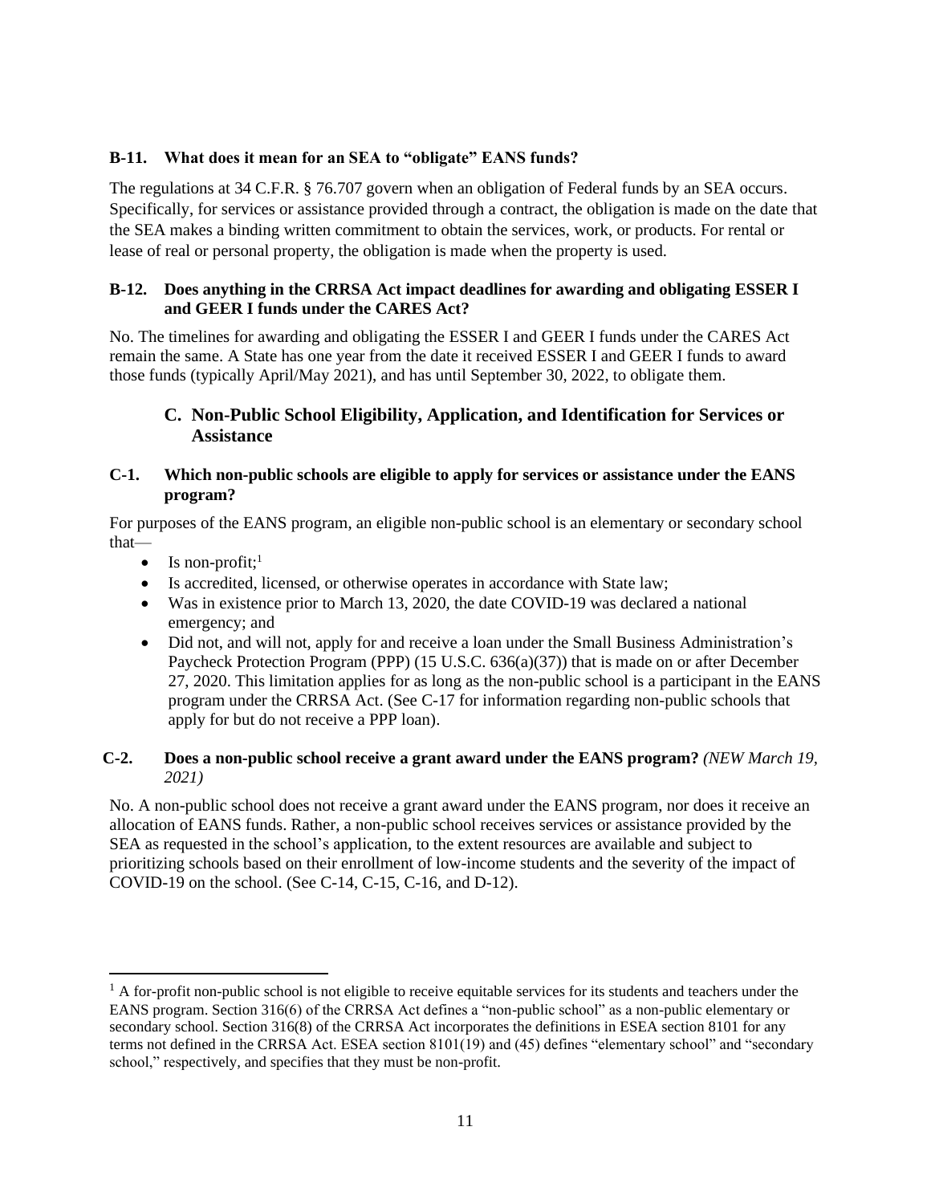**B-11. What does it mean for an SEA to "obligate" EANS funds?**

The regulations at 34 C.F.R. § 76.707 govern when an obligation of Federal funds by an SEA occurs. Specifically, for services or assistance provided through a contract, the obligation is made on the date that the SEA makes a binding written commitment to obtain the services, work, or products. For rental or lease of real or personal property, the obligation is made when the property is used.

**B-12. Does anything in the CRRSA Act impact deadlines for awarding and obligating ESSER I and GEER I funds under the CARES Act?**

No. The timelines for awarding and obligating the ESSER I and GEER I funds under the CARES Act remain the same. A State has one year from the date it received ESSER I and GEER I funds to award those funds (typically April/May 2021), and has until September 30, 2022, to obligate them.

## C. Non-Public School Eligibility, Application, and Identification for Services or Assistance

**C-1. Which non-public schools are eligible to apply for services or assistance under the EANS program?**

For purposes of the EANS program, an eligible non-public school is an elementary or secondary school that—

- Is non-profit;[1]
- Is accredited, licensed, or otherwise operates in accordance with State law;
- Was in existence prior to March 13, 2020, the date COVID-19 was declared a national emergency; and
- Did not, and will not, apply for and receive a loan under the Small Business Administration's Paycheck Protection Program (PPP) (15 U.S.C. 636(a)(37)) that is made on or after December 27, 2020. This limitation applies for as long as the non-public school is a participant in the EANS program under the CRRSA Act. (See C-17 for information regarding non-public schools that apply for but do not receive a PPP loan).

**C-2. Does a non-public school receive a grant award under the EANS program?** *(NEW March 19, 2021)*

No. A non-public school does not receive a grant award under the EANS program, nor does it receive an allocation of EANS funds. Rather, a non-public school receives services or assistance provided by the SEA as requested in the school's application, to the extent resources are available and subject to prioritizing schools based on their enrollment of low-income students and the severity of the impact of COVID-19 on the school. (See C-14, C-15, C-16, and D-12).

---

[1] A for-profit non-public school is not eligible to receive equitable services for its students and teachers under the EANS program. Section 316(6) of the CRRSA Act defines a "non-public school" as a non-public elementary or secondary school. Section 316(8) of the CRRSA Act incorporates the definitions in ESEA section 8101 for any terms not defined in the CRRSA Act. ESEA section 8101(19) and (45) defines "elementary school" and "secondary school," respectively, and specifies that they must be non-profit.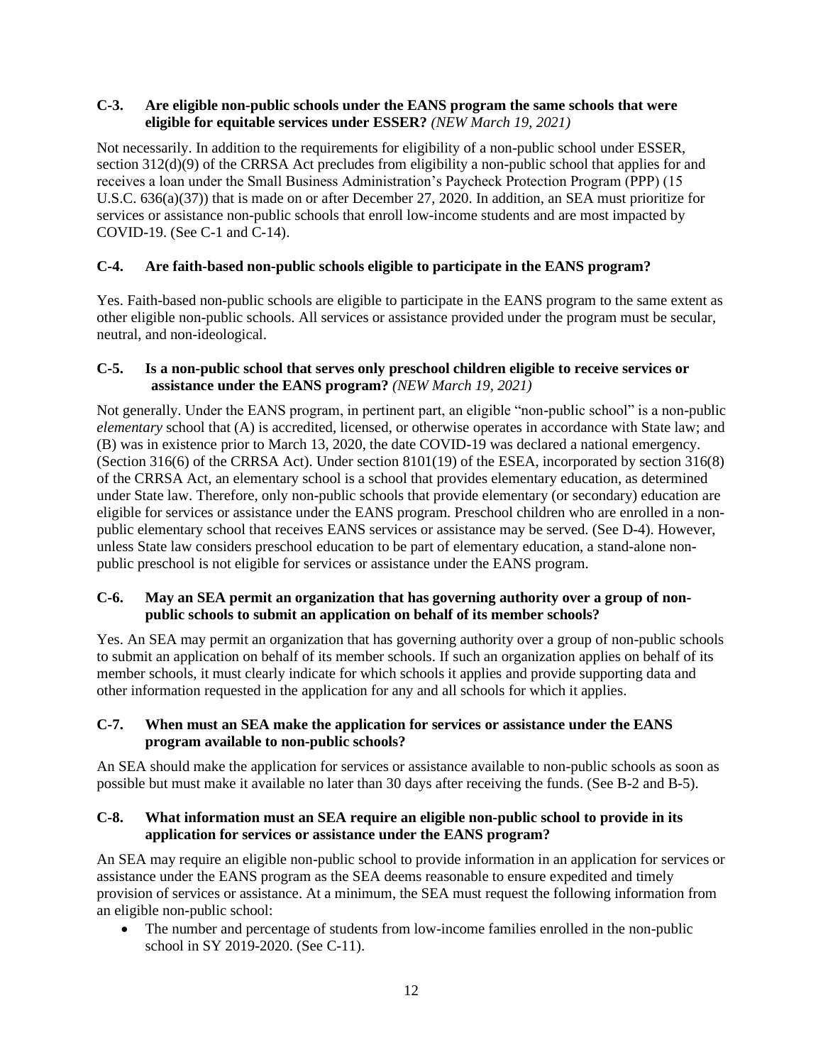### C-3. Are eligible non-public schools under the EANS program the same schools that were eligible for equitable services under ESSER? *(NEW March 19, 2021)*

Not necessarily. In addition to the requirements for eligibility of a non-public school under ESSER, section 312(d)(9) of the CRRSA Act precludes from eligibility a non-public school that applies for and receives a loan under the Small Business Administration's Paycheck Protection Program (PPP) (15 U.S.C. 636(a)(37)) that is made on or after December 27, 2020. In addition, an SEA must prioritize for services or assistance non-public schools that enroll low-income students and are most impacted by COVID-19. (See C-1 and C-14).

### C-4. Are faith-based non-public schools eligible to participate in the EANS program?

Yes. Faith-based non-public schools are eligible to participate in the EANS program to the same extent as other eligible non-public schools. All services or assistance provided under the program must be secular, neutral, and non-ideological.

### C-5. Is a non-public school that serves only preschool children eligible to receive services or assistance under the EANS program? *(NEW March 19, 2021)*

Not generally. Under the EANS program, in pertinent part, an eligible "non-public school" is a non-public *elementary* school that (A) is accredited, licensed, or otherwise operates in accordance with State law; and (B) was in existence prior to March 13, 2020, the date COVID-19 was declared a national emergency. (Section 316(6) of the CRRSA Act). Under section 8101(19) of the ESEA, incorporated by section 316(8) of the CRRSA Act, an elementary school is a school that provides elementary education, as determined under State law. Therefore, only non-public schools that provide elementary (or secondary) education are eligible for services or assistance under the EANS program. Preschool children who are enrolled in a non-public elementary school that receives EANS services or assistance may be served. (See D-4). However, unless State law considers preschool education to be part of elementary education, a stand-alone non-public preschool is not eligible for services or assistance under the EANS program.

### C-6. May an SEA permit an organization that has governing authority over a group of non-public schools to submit an application on behalf of its member schools?

Yes. An SEA may permit an organization that has governing authority over a group of non-public schools to submit an application on behalf of its member schools. If such an organization applies on behalf of its member schools, it must clearly indicate for which schools it applies and provide supporting data and other information requested in the application for any and all schools for which it applies.

### C-7. When must an SEA make the application for services or assistance under the EANS program available to non-public schools?

An SEA should make the application for services or assistance available to non-public schools as soon as possible but must make it available no later than 30 days after receiving the funds. (See B-2 and B-5).

### C-8. What information must an SEA require an eligible non-public school to provide in its application for services or assistance under the EANS program?

An SEA may require an eligible non-public school to provide information in an application for services or assistance under the EANS program as the SEA deems reasonable to ensure expedited and timely provision of services or assistance. At a minimum, the SEA must request the following information from an eligible non-public school:

- The number and percentage of students from low-income families enrolled in the non-public school in SY 2019-2020. (See C-11).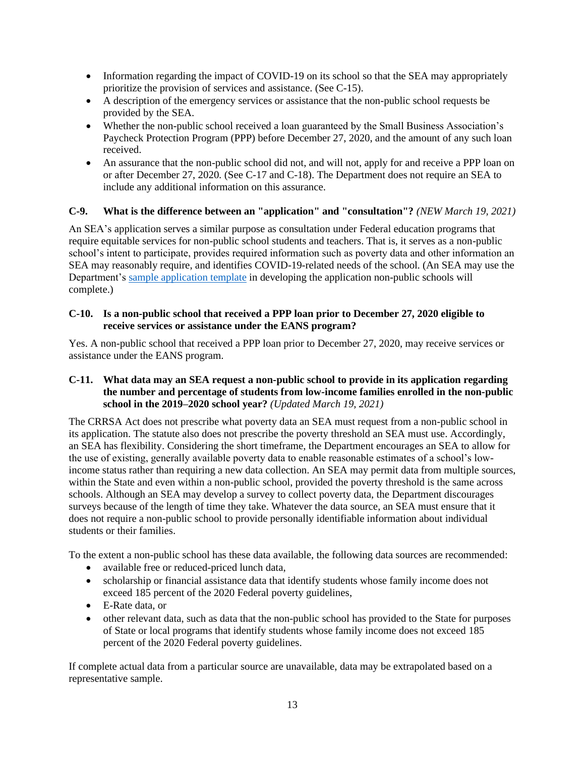- Information regarding the impact of COVID-19 on its school so that the SEA may appropriately prioritize the provision of services and assistance. (See C-15).
- A description of the emergency services or assistance that the non-public school requests be provided by the SEA.
- Whether the non-public school received a loan guaranteed by the Small Business Association's Paycheck Protection Program (PPP) before December 27, 2020, and the amount of any such loan received.
- An assurance that the non-public school did not, and will not, apply for and receive a PPP loan on or after December 27, 2020. (See C-17 and C-18). The Department does not require an SEA to include any additional information on this assurance.

### C-9. What is the difference between an "application" and "consultation"? *(NEW March 19, 2021)*

An SEA's application serves a similar purpose as consultation under Federal education programs that require equitable services for non-public school students and teachers. That is, it serves as a non-public school's intent to participate, provides required information such as poverty data and other information an SEA may reasonably require, and identifies COVID-19-related needs of the school. (An SEA may use the Department's [sample application template] in developing the application non-public schools will complete.)

### C-10. Is a non-public school that received a PPP loan prior to December 27, 2020 eligible to receive services or assistance under the EANS program?

Yes. A non-public school that received a PPP loan prior to December 27, 2020, may receive services or assistance under the EANS program.

### C-11. What data may an SEA request a non-public school to provide in its application regarding the number and percentage of students from low-income families enrolled in the non-public school in the 2019–2020 school year? *(Updated March 19, 2021)*

The CRRSA Act does not prescribe what poverty data an SEA must request from a non-public school in its application. The statute also does not prescribe the poverty threshold an SEA must use. Accordingly, an SEA has flexibility. Considering the short timeframe, the Department encourages an SEA to allow for the use of existing, generally available poverty data to enable reasonable estimates of a school's low-income status rather than requiring a new data collection. An SEA may permit data from multiple sources, within the State and even within a non-public school, provided the poverty threshold is the same across schools. Although an SEA may develop a survey to collect poverty data, the Department discourages surveys because of the length of time they take. Whatever the data source, an SEA must ensure that it does not require a non-public school to provide personally identifiable information about individual students or their families.

To the extent a non-public school has these data available, the following data sources are recommended:

- available free or reduced-priced lunch data,
- scholarship or financial assistance data that identify students whose family income does not exceed 185 percent of the 2020 Federal poverty guidelines,
- E-Rate data, or
- other relevant data, such as data that the non-public school has provided to the State for purposes of State or local programs that identify students whose family income does not exceed 185 percent of the 2020 Federal poverty guidelines.

If complete actual data from a particular source are unavailable, data may be extrapolated based on a representative sample.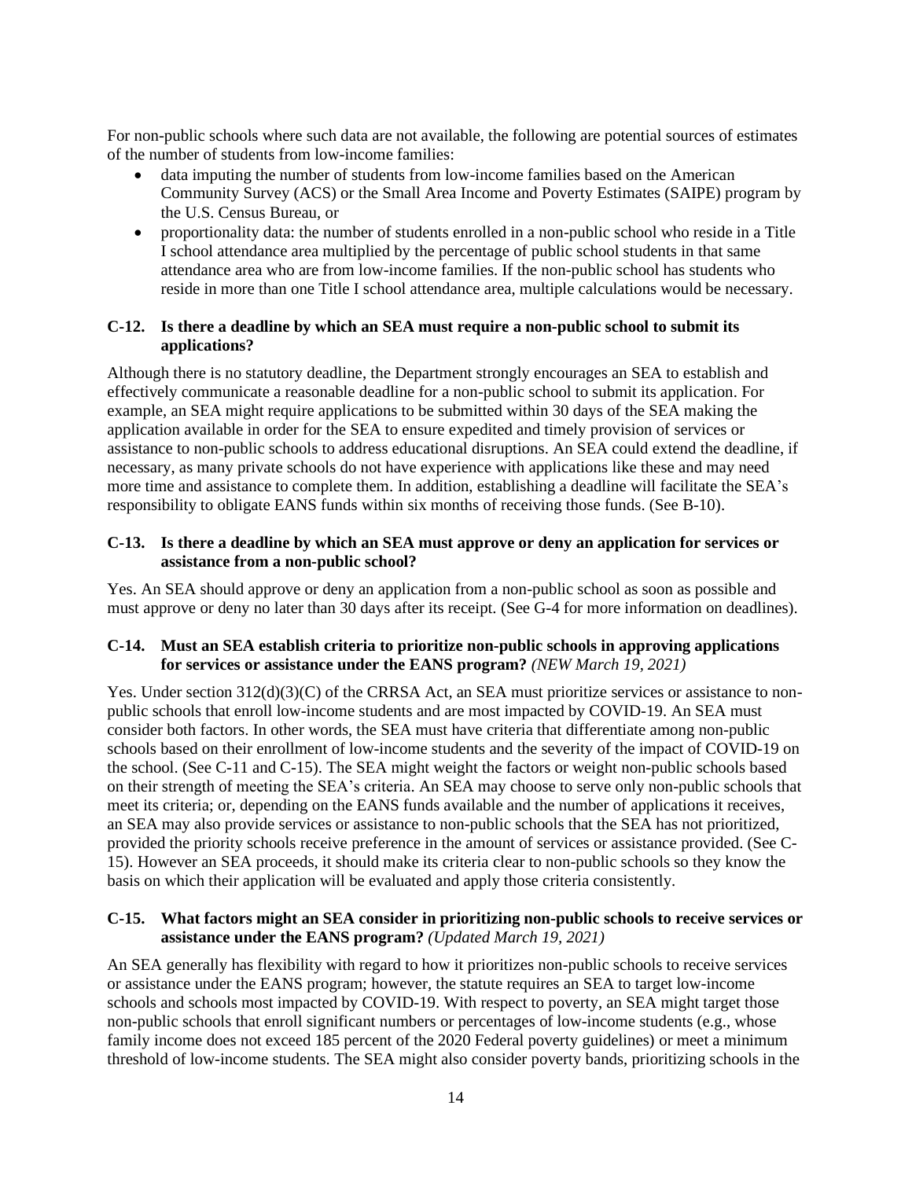For non-public schools where such data are not available, the following are potential sources of estimates of the number of students from low-income families:

- data imputing the number of students from low-income families based on the American Community Survey (ACS) or the Small Area Income and Poverty Estimates (SAIPE) program by the U.S. Census Bureau, or
- proportionality data: the number of students enrolled in a non-public school who reside in a Title I school attendance area multiplied by the percentage of public school students in that same attendance area who are from low-income families. If the non-public school has students who reside in more than one Title I school attendance area, multiple calculations would be necessary.

**C-12. Is there a deadline by which an SEA must require a non-public school to submit its applications?**

Although there is no statutory deadline, the Department strongly encourages an SEA to establish and effectively communicate a reasonable deadline for a non-public school to submit its application. For example, an SEA might require applications to be submitted within 30 days of the SEA making the application available in order for the SEA to ensure expedited and timely provision of services or assistance to non-public schools to address educational disruptions. An SEA could extend the deadline, if necessary, as many private schools do not have experience with applications like these and may need more time and assistance to complete them. In addition, establishing a deadline will facilitate the SEA's responsibility to obligate EANS funds within six months of receiving those funds. (See B-10).

**C-13. Is there a deadline by which an SEA must approve or deny an application for services or assistance from a non-public school?**

Yes. An SEA should approve or deny an application from a non-public school as soon as possible and must approve or deny no later than 30 days after its receipt. (See G-4 for more information on deadlines).

**C-14. Must an SEA establish criteria to prioritize non-public schools in approving applications for services or assistance under the EANS program?** *(NEW March 19, 2021)*

Yes. Under section 312(d)(3)(C) of the CRRSA Act, an SEA must prioritize services or assistance to non-public schools that enroll low-income students and are most impacted by COVID-19. An SEA must consider both factors. In other words, the SEA must have criteria that differentiate among non-public schools based on their enrollment of low-income students and the severity of the impact of COVID-19 on the school. (See C-11 and C-15). The SEA might weight the factors or weight non-public schools based on their strength of meeting the SEA's criteria. An SEA may choose to serve only non-public schools that meet its criteria; or, depending on the EANS funds available and the number of applications it receives, an SEA may also provide services or assistance to non-public schools that the SEA has not prioritized, provided the priority schools receive preference in the amount of services or assistance provided. (See C-15). However an SEA proceeds, it should make its criteria clear to non-public schools so they know the basis on which their application will be evaluated and apply those criteria consistently.

**C-15. What factors might an SEA consider in prioritizing non-public schools to receive services or assistance under the EANS program?** *(Updated March 19, 2021)*

An SEA generally has flexibility with regard to how it prioritizes non-public schools to receive services or assistance under the EANS program; however, the statute requires an SEA to target low-income schools and schools most impacted by COVID-19. With respect to poverty, an SEA might target those non-public schools that enroll significant numbers or percentages of low-income students (e.g., whose family income does not exceed 185 percent of the 2020 Federal poverty guidelines) or meet a minimum threshold of low-income students. The SEA might also consider poverty bands, prioritizing schools in the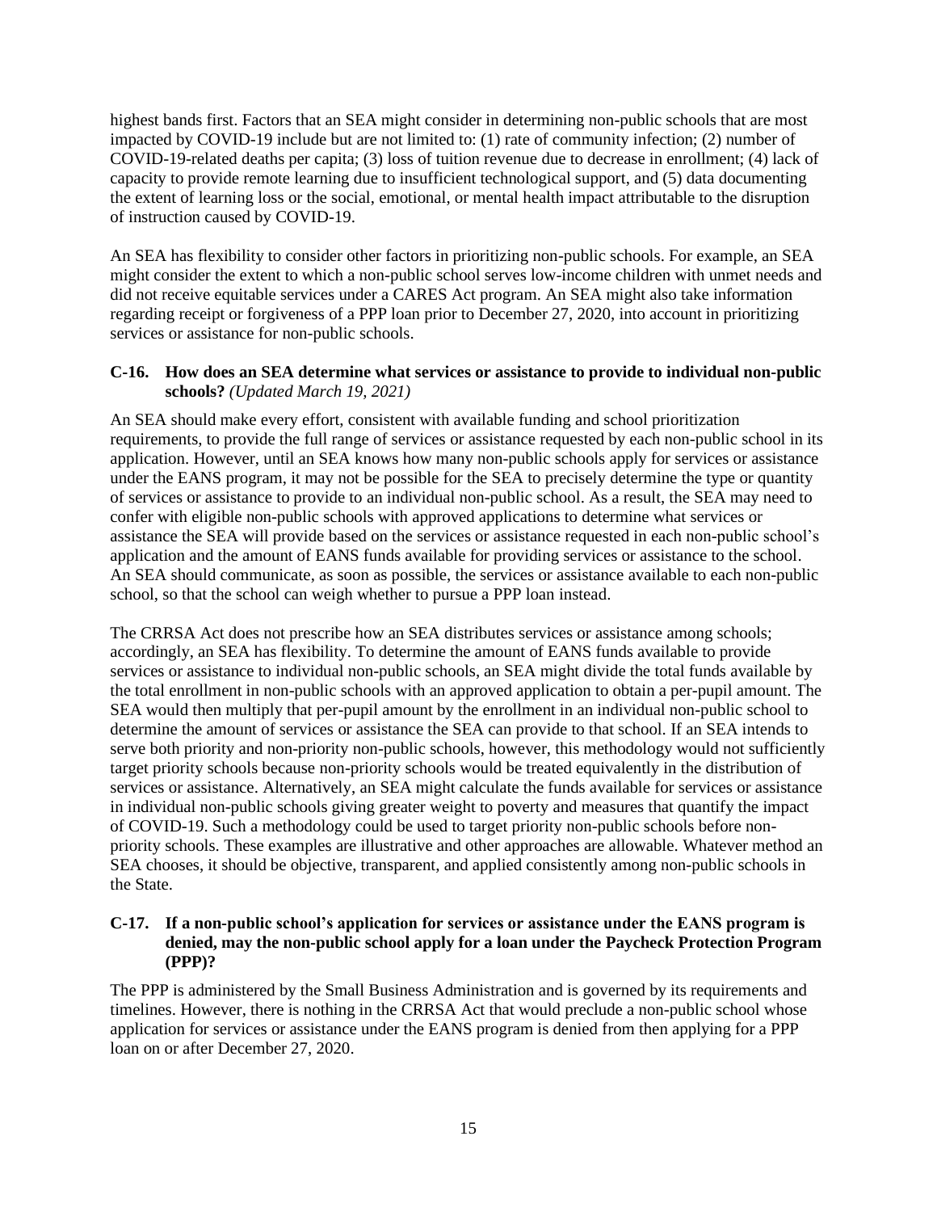highest bands first. Factors that an SEA might consider in determining non-public schools that are most impacted by COVID-19 include but are not limited to: (1) rate of community infection; (2) number of COVID-19-related deaths per capita; (3) loss of tuition revenue due to decrease in enrollment; (4) lack of capacity to provide remote learning due to insufficient technological support, and (5) data documenting the extent of learning loss or the social, emotional, or mental health impact attributable to the disruption of instruction caused by COVID-19.

An SEA has flexibility to consider other factors in prioritizing non-public schools. For example, an SEA might consider the extent to which a non-public school serves low-income children with unmet needs and did not receive equitable services under a CARES Act program. An SEA might also take information regarding receipt or forgiveness of a PPP loan prior to December 27, 2020, into account in prioritizing services or assistance for non-public schools.

### C-16. How does an SEA determine what services or assistance to provide to individual non-public schools? *(Updated March 19, 2021)*

An SEA should make every effort, consistent with available funding and school prioritization requirements, to provide the full range of services or assistance requested by each non-public school in its application. However, until an SEA knows how many non-public schools apply for services or assistance under the EANS program, it may not be possible for the SEA to precisely determine the type or quantity of services or assistance to provide to an individual non-public school. As a result, the SEA may need to confer with eligible non-public schools with approved applications to determine what services or assistance the SEA will provide based on the services or assistance requested in each non-public school's application and the amount of EANS funds available for providing services or assistance to the school. An SEA should communicate, as soon as possible, the services or assistance available to each non-public school, so that the school can weigh whether to pursue a PPP loan instead.

The CRRSA Act does not prescribe how an SEA distributes services or assistance among schools; accordingly, an SEA has flexibility. To determine the amount of EANS funds available to provide services or assistance to individual non-public schools, an SEA might divide the total funds available by the total enrollment in non-public schools with an approved application to obtain a per-pupil amount. The SEA would then multiply that per-pupil amount by the enrollment in an individual non-public school to determine the amount of services or assistance the SEA can provide to that school. If an SEA intends to serve both priority and non-priority non-public schools, however, this methodology would not sufficiently target priority schools because non-priority schools would be treated equivalently in the distribution of services or assistance. Alternatively, an SEA might calculate the funds available for services or assistance in individual non-public schools giving greater weight to poverty and measures that quantify the impact of COVID-19. Such a methodology could be used to target priority non-public schools before non-priority schools. These examples are illustrative and other approaches are allowable. Whatever method an SEA chooses, it should be objective, transparent, and applied consistently among non-public schools in the State.

### C-17. If a non-public school's application for services or assistance under the EANS program is denied, may the non-public school apply for a loan under the Paycheck Protection Program (PPP)?

The PPP is administered by the Small Business Administration and is governed by its requirements and timelines. However, there is nothing in the CRRSA Act that would preclude a non-public school whose application for services or assistance under the EANS program is denied from then applying for a PPP loan on or after December 27, 2020.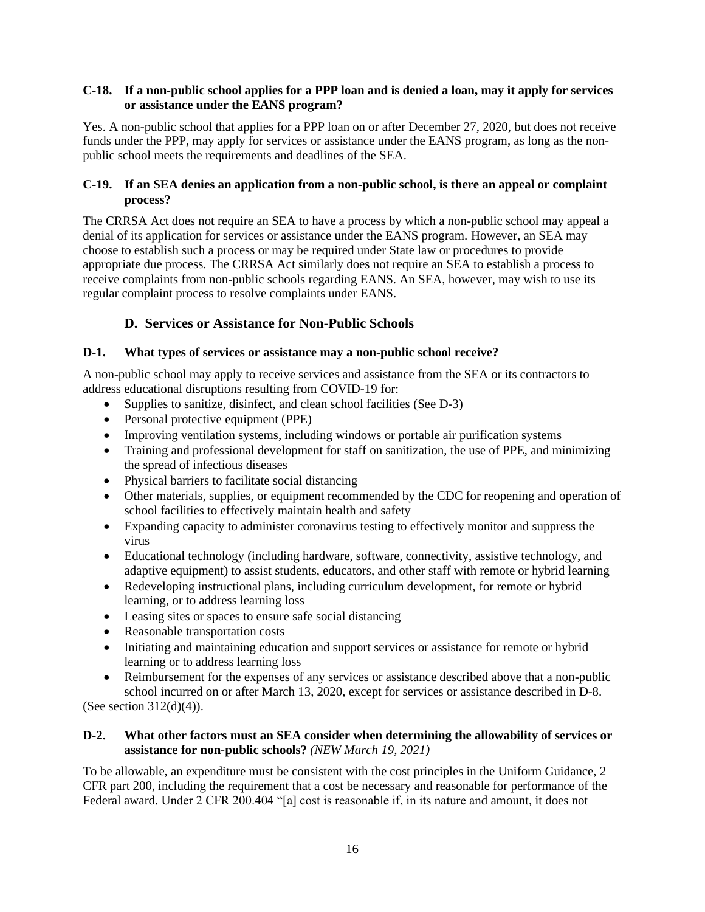**C-18. If a non-public school applies for a PPP loan and is denied a loan, may it apply for services or assistance under the EANS program?**

Yes. A non-public school that applies for a PPP loan on or after December 27, 2020, but does not receive funds under the PPP, may apply for services or assistance under the EANS program, as long as the non-public school meets the requirements and deadlines of the SEA.

**C-19. If an SEA denies an application from a non-public school, is there an appeal or complaint process?**

The CRRSA Act does not require an SEA to have a process by which a non-public school may appeal a denial of its application for services or assistance under the EANS program. However, an SEA may choose to establish such a process or may be required under State law or procedures to provide appropriate due process. The CRRSA Act similarly does not require an SEA to establish a process to receive complaints from non-public schools regarding EANS. An SEA, however, may wish to use its regular complaint process to resolve complaints under EANS.

## D. Services or Assistance for Non-Public Schools

**D-1. What types of services or assistance may a non-public school receive?**

A non-public school may apply to receive services and assistance from the SEA or its contractors to address educational disruptions resulting from COVID-19 for:

- Supplies to sanitize, disinfect, and clean school facilities (See D-3)
- Personal protective equipment (PPE)
- Improving ventilation systems, including windows or portable air purification systems
- Training and professional development for staff on sanitization, the use of PPE, and minimizing the spread of infectious diseases
- Physical barriers to facilitate social distancing
- Other materials, supplies, or equipment recommended by the CDC for reopening and operation of school facilities to effectively maintain health and safety
- Expanding capacity to administer coronavirus testing to effectively monitor and suppress the virus
- Educational technology (including hardware, software, connectivity, assistive technology, and adaptive equipment) to assist students, educators, and other staff with remote or hybrid learning
- Redeveloping instructional plans, including curriculum development, for remote or hybrid learning, or to address learning loss
- Leasing sites or spaces to ensure safe social distancing
- Reasonable transportation costs
- Initiating and maintaining education and support services or assistance for remote or hybrid learning or to address learning loss
- Reimbursement for the expenses of any services or assistance described above that a non-public school incurred on or after March 13, 2020, except for services or assistance described in D-8.

(See section 312(d)(4)).

**D-2. What other factors must an SEA consider when determining the allowability of services or assistance for non-public schools?** *(NEW March 19, 2021)*

To be allowable, an expenditure must be consistent with the cost principles in the Uniform Guidance, 2 CFR part 200, including the requirement that a cost be necessary and reasonable for performance of the Federal award. Under 2 CFR 200.404 "[a] cost is reasonable if, in its nature and amount, it does not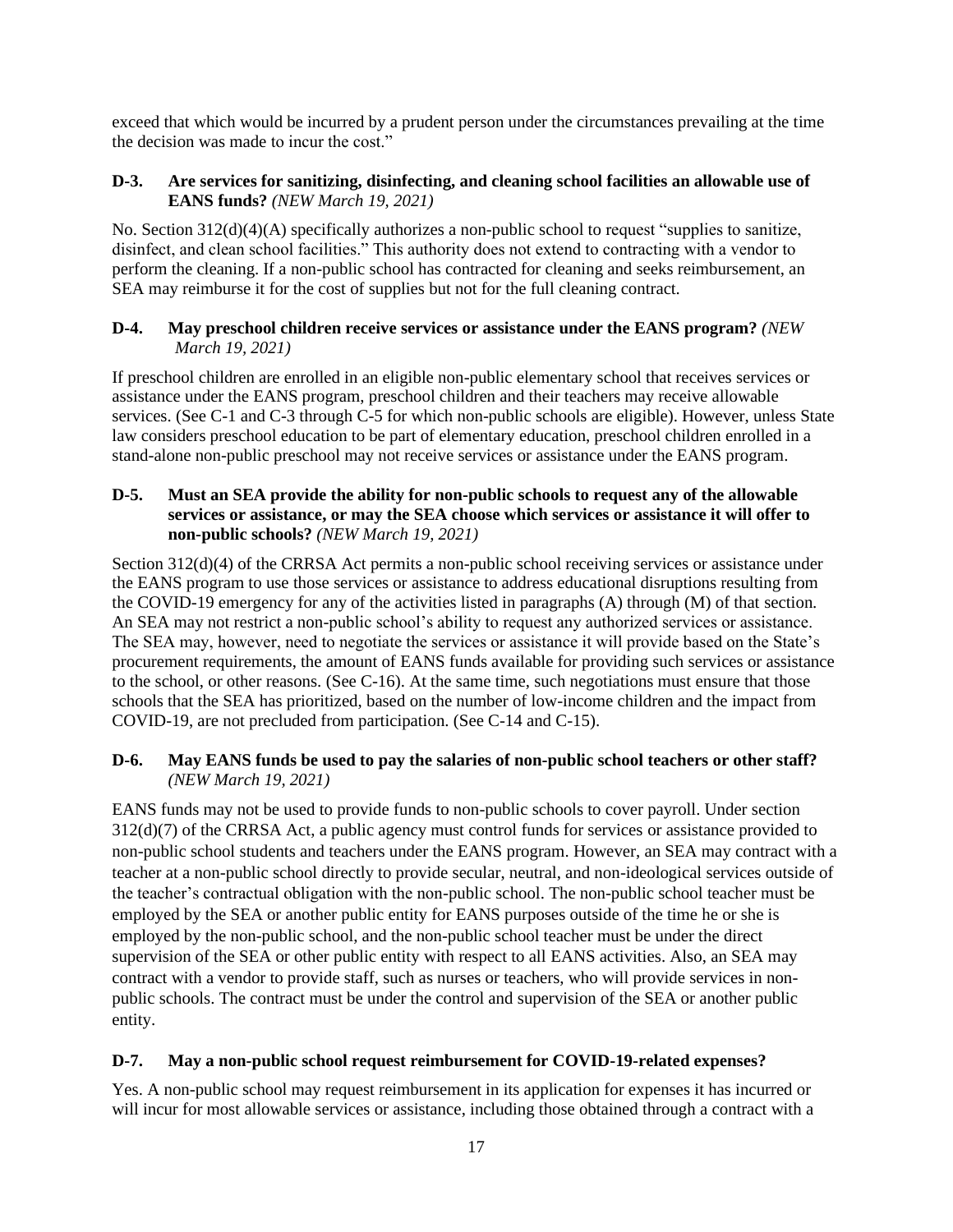exceed that which would be incurred by a prudent person under the circumstances prevailing at the time the decision was made to incur the cost."

### D-3. Are services for sanitizing, disinfecting, and cleaning school facilities an allowable use of EANS funds? *(NEW March 19, 2021)*

No. Section 312(d)(4)(A) specifically authorizes a non-public school to request "supplies to sanitize, disinfect, and clean school facilities." This authority does not extend to contracting with a vendor to perform the cleaning. If a non-public school has contracted for cleaning and seeks reimbursement, an SEA may reimburse it for the cost of supplies but not for the full cleaning contract.

### D-4. May preschool children receive services or assistance under the EANS program? *(NEW March 19, 2021)*

If preschool children are enrolled in an eligible non-public elementary school that receives services or assistance under the EANS program, preschool children and their teachers may receive allowable services. (See C-1 and C-3 through C-5 for which non-public schools are eligible). However, unless State law considers preschool education to be part of elementary education, preschool children enrolled in a stand-alone non-public preschool may not receive services or assistance under the EANS program.

### D-5. Must an SEA provide the ability for non-public schools to request any of the allowable services or assistance, or may the SEA choose which services or assistance it will offer to non-public schools? *(NEW March 19, 2021)*

Section 312(d)(4) of the CRRSA Act permits a non-public school receiving services or assistance under the EANS program to use those services or assistance to address educational disruptions resulting from the COVID-19 emergency for any of the activities listed in paragraphs (A) through (M) of that section. An SEA may not restrict a non-public school's ability to request any authorized services or assistance. The SEA may, however, need to negotiate the services or assistance it will provide based on the State's procurement requirements, the amount of EANS funds available for providing such services or assistance to the school, or other reasons. (See C-16). At the same time, such negotiations must ensure that those schools that the SEA has prioritized, based on the number of low-income children and the impact from COVID-19, are not precluded from participation. (See C-14 and C-15).

### D-6. May EANS funds be used to pay the salaries of non-public school teachers or other staff? *(NEW March 19, 2021)*

EANS funds may not be used to provide funds to non-public schools to cover payroll. Under section 312(d)(7) of the CRRSA Act, a public agency must control funds for services or assistance provided to non-public school students and teachers under the EANS program. However, an SEA may contract with a teacher at a non-public school directly to provide secular, neutral, and non-ideological services outside of the teacher's contractual obligation with the non-public school. The non-public school teacher must be employed by the SEA or another public entity for EANS purposes outside of the time he or she is employed by the non-public school, and the non-public school teacher must be under the direct supervision of the SEA or other public entity with respect to all EANS activities. Also, an SEA may contract with a vendor to provide staff, such as nurses or teachers, who will provide services in non-public schools. The contract must be under the control and supervision of the SEA or another public entity.

### D-7. May a non-public school request reimbursement for COVID-19-related expenses?

Yes. A non-public school may request reimbursement in its application for expenses it has incurred or will incur for most allowable services or assistance, including those obtained through a contract with a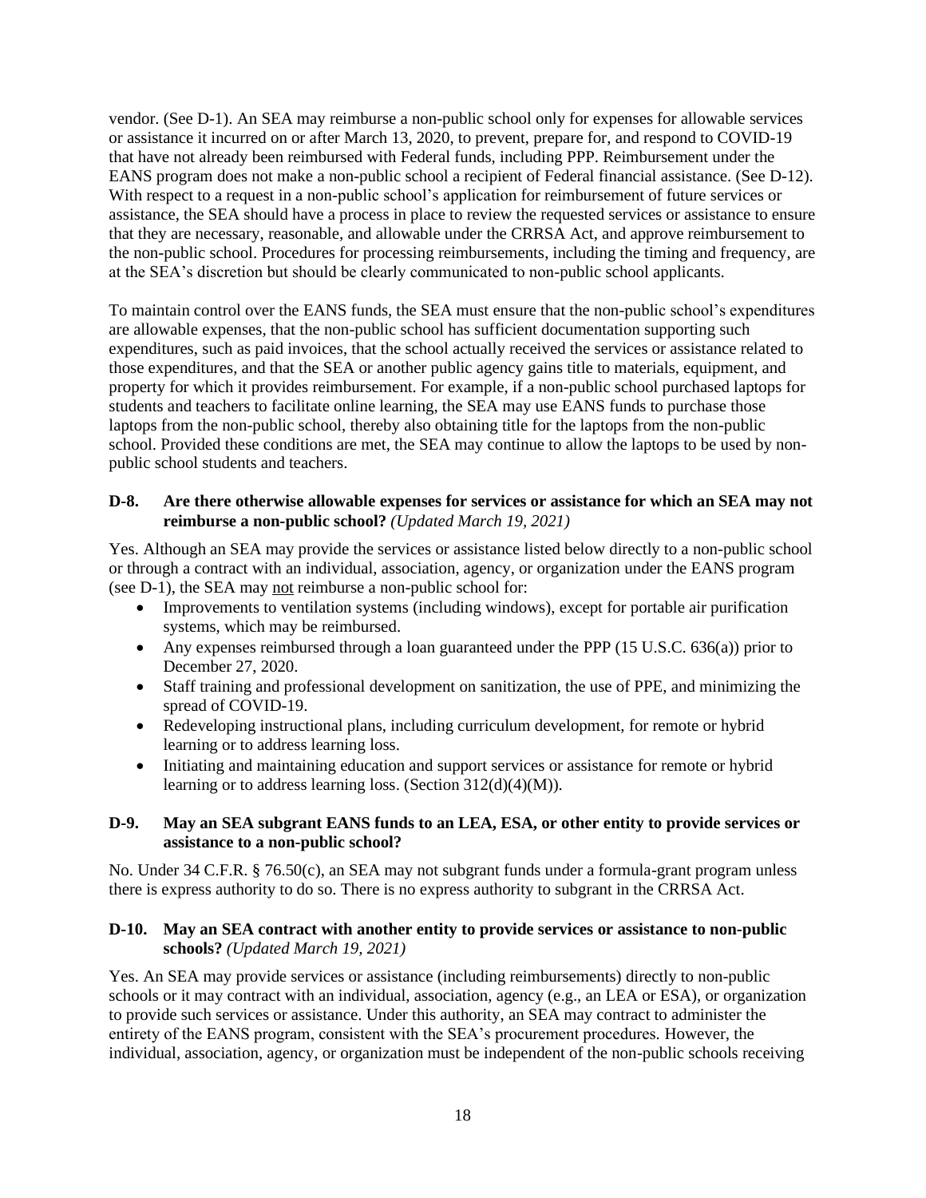vendor. (See D-1). An SEA may reimburse a non-public school only for expenses for allowable services or assistance it incurred on or after March 13, 2020, to prevent, prepare for, and respond to COVID-19 that have not already been reimbursed with Federal funds, including PPP. Reimbursement under the EANS program does not make a non-public school a recipient of Federal financial assistance. (See D-12). With respect to a request in a non-public school's application for reimbursement of future services or assistance, the SEA should have a process in place to review the requested services or assistance to ensure that they are necessary, reasonable, and allowable under the CRRSA Act, and approve reimbursement to the non-public school. Procedures for processing reimbursements, including the timing and frequency, are at the SEA's discretion but should be clearly communicated to non-public school applicants.

To maintain control over the EANS funds, the SEA must ensure that the non-public school's expenditures are allowable expenses, that the non-public school has sufficient documentation supporting such expenditures, such as paid invoices, that the school actually received the services or assistance related to those expenditures, and that the SEA or another public agency gains title to materials, equipment, and property for which it provides reimbursement. For example, if a non-public school purchased laptops for students and teachers to facilitate online learning, the SEA may use EANS funds to purchase those laptops from the non-public school, thereby also obtaining title for the laptops from the non-public school. Provided these conditions are met, the SEA may continue to allow the laptops to be used by non-public school students and teachers.

### D-8. Are there otherwise allowable expenses for services or assistance for which an SEA may not reimburse a non-public school? *(Updated March 19, 2021)*

Yes. Although an SEA may provide the services or assistance listed below directly to a non-public school or through a contract with an individual, association, agency, or organization under the EANS program (see D-1), the SEA may <u>not</u> reimburse a non-public school for:

- Improvements to ventilation systems (including windows), except for portable air purification systems, which may be reimbursed.
- Any expenses reimbursed through a loan guaranteed under the PPP (15 U.S.C. 636(a)) prior to December 27, 2020.
- Staff training and professional development on sanitization, the use of PPE, and minimizing the spread of COVID-19.
- Redeveloping instructional plans, including curriculum development, for remote or hybrid learning or to address learning loss.
- Initiating and maintaining education and support services or assistance for remote or hybrid learning or to address learning loss. (Section 312(d)(4)(M)).

### D-9. May an SEA subgrant EANS funds to an LEA, ESA, or other entity to provide services or assistance to a non-public school?

No. Under 34 C.F.R. § 76.50(c), an SEA may not subgrant funds under a formula-grant program unless there is express authority to do so. There is no express authority to subgrant in the CRRSA Act.

### D-10. May an SEA contract with another entity to provide services or assistance to non-public schools? *(Updated March 19, 2021)*

Yes. An SEA may provide services or assistance (including reimbursements) directly to non-public schools or it may contract with an individual, association, agency (e.g., an LEA or ESA), or organization to provide such services or assistance. Under this authority, an SEA may contract to administer the entirety of the EANS program, consistent with the SEA's procurement procedures. However, the individual, association, agency, or organization must be independent of the non-public schools receiving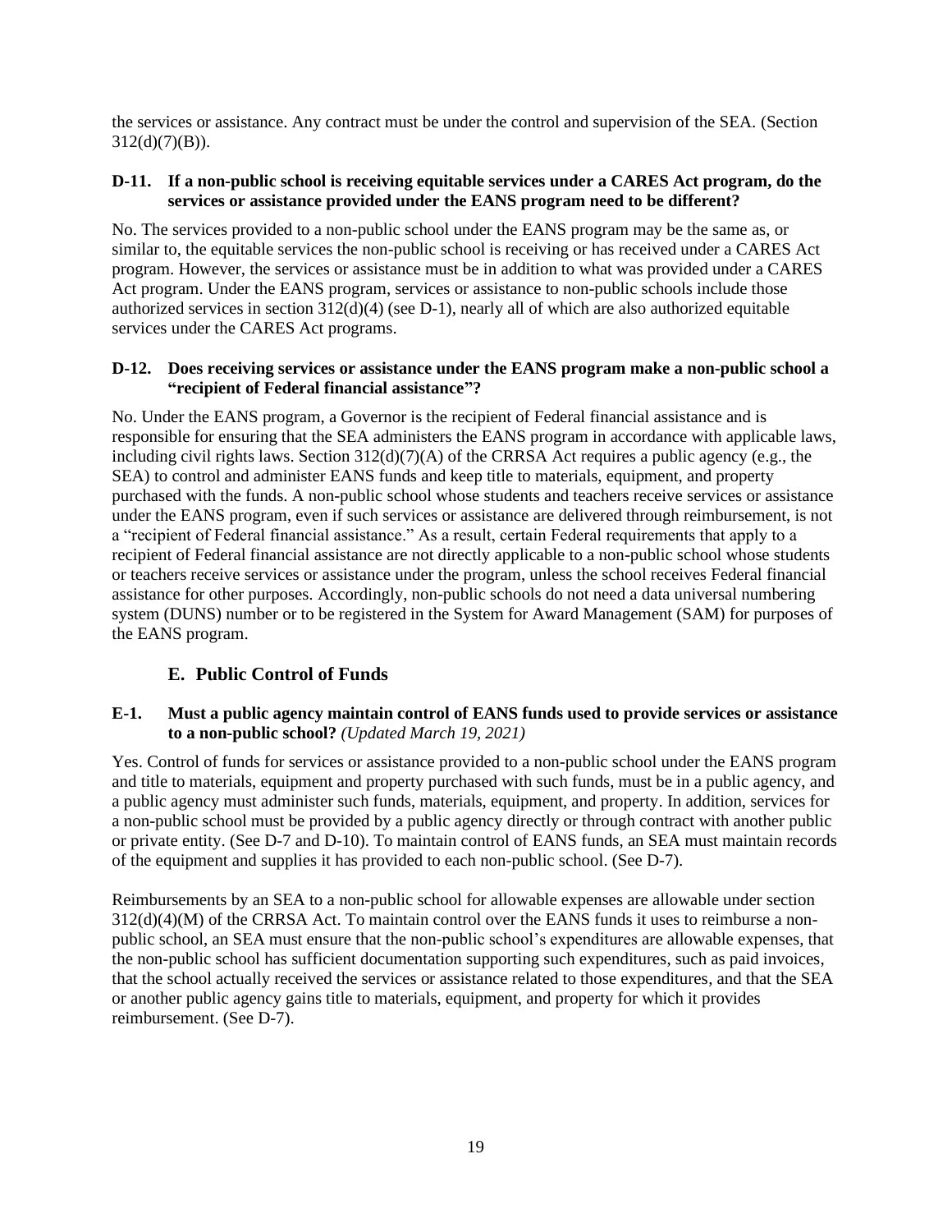the services or assistance. Any contract must be under the control and supervision of the SEA. (Section 312(d)(7)(B)).

#### D-11. If a non-public school is receiving equitable services under a CARES Act program, do the services or assistance provided under the EANS program need to be different?

No. The services provided to a non-public school under the EANS program may be the same as, or similar to, the equitable services the non-public school is receiving or has received under a CARES Act program. However, the services or assistance must be in addition to what was provided under a CARES Act program. Under the EANS program, services or assistance to non-public schools include those authorized services in section 312(d)(4) (see D-1), nearly all of which are also authorized equitable services under the CARES Act programs.

#### D-12. Does receiving services or assistance under the EANS program make a non-public school a "recipient of Federal financial assistance"?

No. Under the EANS program, a Governor is the recipient of Federal financial assistance and is responsible for ensuring that the SEA administers the EANS program in accordance with applicable laws, including civil rights laws. Section 312(d)(7)(A) of the CRRSA Act requires a public agency (e.g., the SEA) to control and administer EANS funds and keep title to materials, equipment, and property purchased with the funds. A non-public school whose students and teachers receive services or assistance under the EANS program, even if such services or assistance are delivered through reimbursement, is not a "recipient of Federal financial assistance." As a result, certain Federal requirements that apply to a recipient of Federal financial assistance are not directly applicable to a non-public school whose students or teachers receive services or assistance under the program, unless the school receives Federal financial assistance for other purposes. Accordingly, non-public schools do not need a data universal numbering system (DUNS) number or to be registered in the System for Award Management (SAM) for purposes of the EANS program.

### E. Public Control of Funds

#### E-1. Must a public agency maintain control of EANS funds used to provide services or assistance to a non-public school? *(Updated March 19, 2021)*

Yes. Control of funds for services or assistance provided to a non-public school under the EANS program and title to materials, equipment and property purchased with such funds, must be in a public agency, and a public agency must administer such funds, materials, equipment, and property. In addition, services for a non-public school must be provided by a public agency directly or through contract with another public or private entity. (See D-7 and D-10). To maintain control of EANS funds, an SEA must maintain records of the equipment and supplies it has provided to each non-public school. (See D-7).

Reimbursements by an SEA to a non-public school for allowable expenses are allowable under section 312(d)(4)(M) of the CRRSA Act. To maintain control over the EANS funds it uses to reimburse a non-public school, an SEA must ensure that the non-public school's expenditures are allowable expenses, that the non-public school has sufficient documentation supporting such expenditures, such as paid invoices, that the school actually received the services or assistance related to those expenditures, and that the SEA or another public agency gains title to materials, equipment, and property for which it provides reimbursement. (See D-7).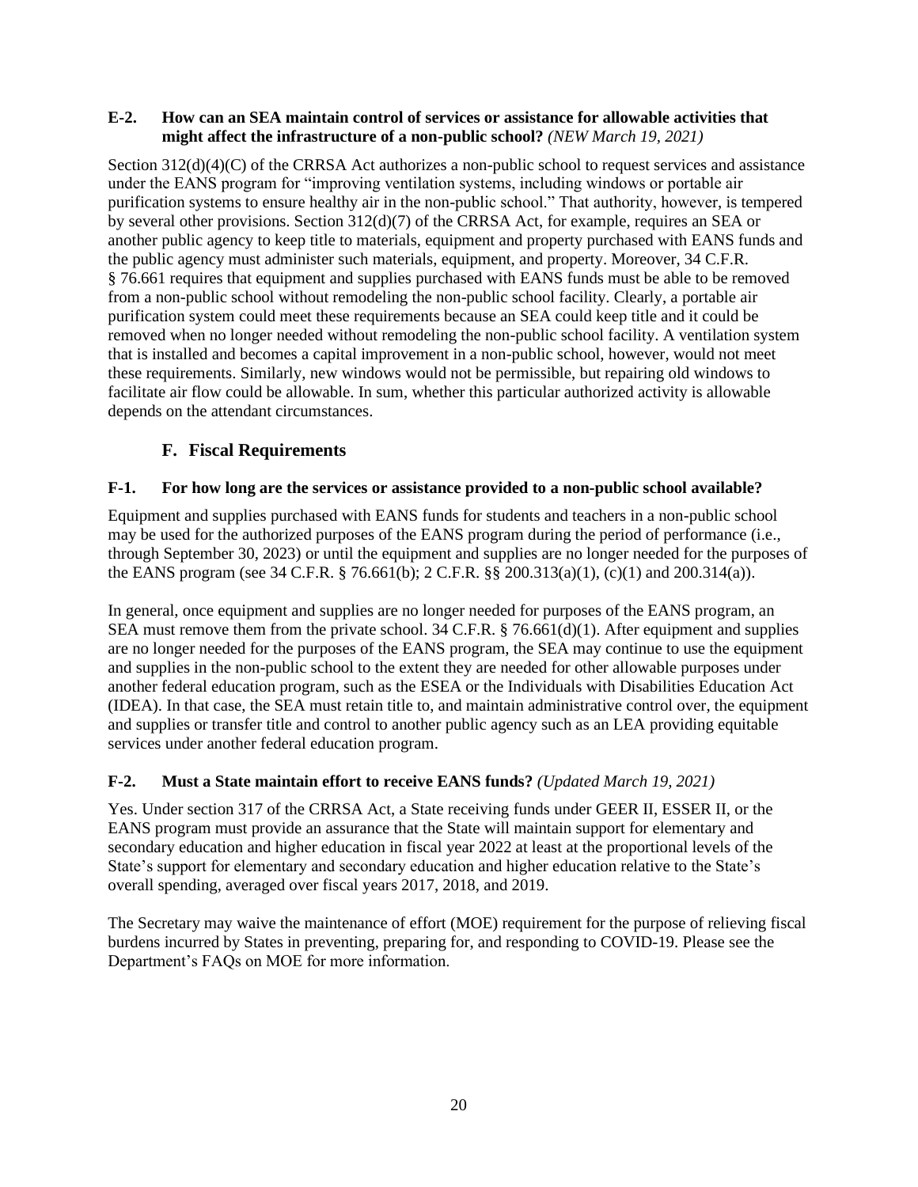**E-2. How can an SEA maintain control of services or assistance for allowable activities that might affect the infrastructure of a non-public school?** *(NEW March 19, 2021)*

Section 312(d)(4)(C) of the CRRSA Act authorizes a non-public school to request services and assistance under the EANS program for "improving ventilation systems, including windows or portable air purification systems to ensure healthy air in the non-public school." That authority, however, is tempered by several other provisions. Section 312(d)(7) of the CRRSA Act, for example, requires an SEA or another public agency to keep title to materials, equipment and property purchased with EANS funds and the public agency must administer such materials, equipment, and property. Moreover, 34 C.F.R. § 76.661 requires that equipment and supplies purchased with EANS funds must be able to be removed from a non-public school without remodeling the non-public school facility. Clearly, a portable air purification system could meet these requirements because an SEA could keep title and it could be removed when no longer needed without remodeling the non-public school facility. A ventilation system that is installed and becomes a capital improvement in a non-public school, however, would not meet these requirements. Similarly, new windows would not be permissible, but repairing old windows to facilitate air flow could be allowable. In sum, whether this particular authorized activity is allowable depends on the attendant circumstances.

## F. Fiscal Requirements

**F-1. For how long are the services or assistance provided to a non-public school available?**

Equipment and supplies purchased with EANS funds for students and teachers in a non-public school may be used for the authorized purposes of the EANS program during the period of performance (i.e., through September 30, 2023) or until the equipment and supplies are no longer needed for the purposes of the EANS program (see 34 C.F.R. § 76.661(b); 2 C.F.R. §§ 200.313(a)(1), (c)(1) and 200.314(a)).

In general, once equipment and supplies are no longer needed for purposes of the EANS program, an SEA must remove them from the private school. 34 C.F.R. § 76.661(d)(1). After equipment and supplies are no longer needed for the purposes of the EANS program, the SEA may continue to use the equipment and supplies in the non-public school to the extent they are needed for other allowable purposes under another federal education program, such as the ESEA or the Individuals with Disabilities Education Act (IDEA). In that case, the SEA must retain title to, and maintain administrative control over, the equipment and supplies or transfer title and control to another public agency such as an LEA providing equitable services under another federal education program.

**F-2. Must a State maintain effort to receive EANS funds?** *(Updated March 19, 2021)*

Yes. Under section 317 of the CRRSA Act, a State receiving funds under GEER II, ESSER II, or the EANS program must provide an assurance that the State will maintain support for elementary and secondary education and higher education in fiscal year 2022 at least at the proportional levels of the State's support for elementary and secondary education and higher education relative to the State's overall spending, averaged over fiscal years 2017, 2018, and 2019.

The Secretary may waive the maintenance of effort (MOE) requirement for the purpose of relieving fiscal burdens incurred by States in preventing, preparing for, and responding to COVID-19. Please see the Department's FAQs on MOE for more information.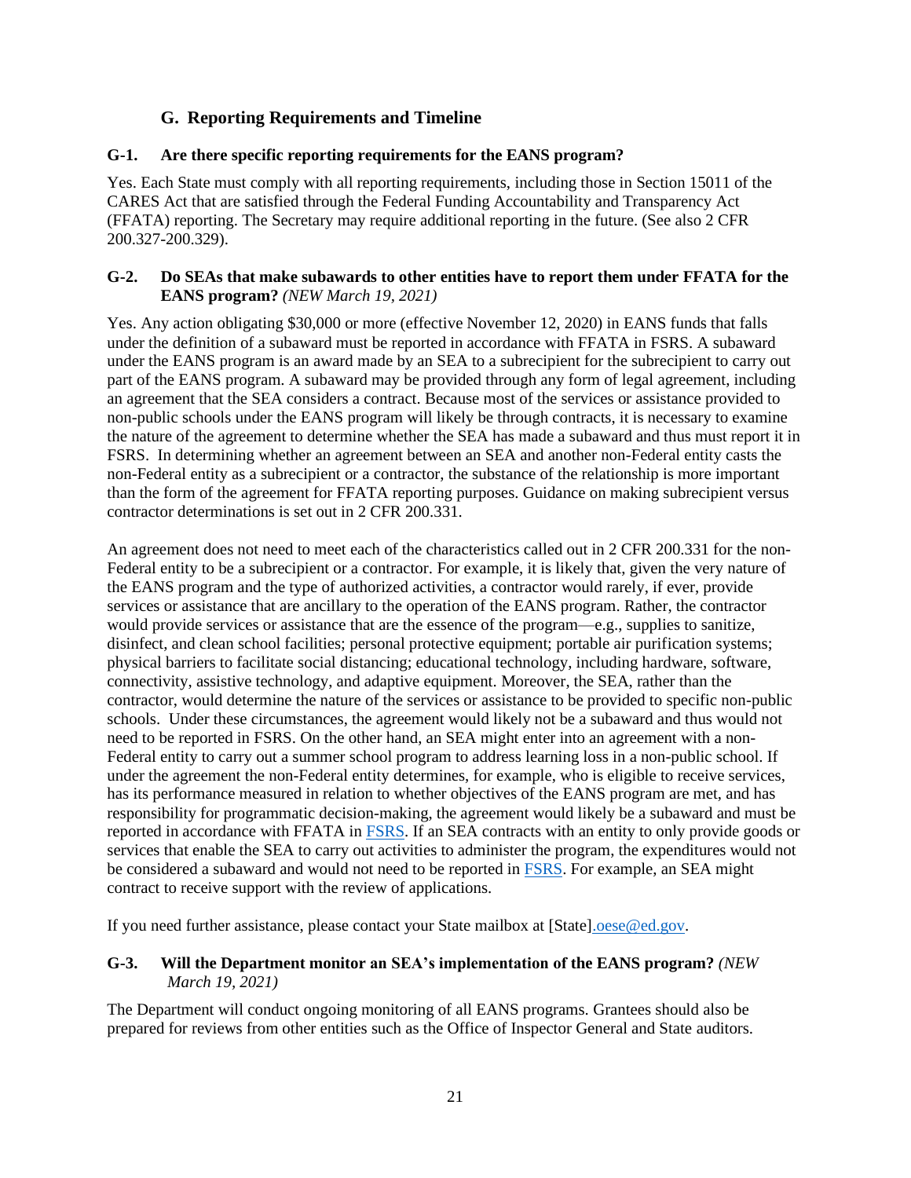## G. Reporting Requirements and Timeline

**G-1. Are there specific reporting requirements for the EANS program?**

Yes. Each State must comply with all reporting requirements, including those in Section 15011 of the CARES Act that are satisfied through the Federal Funding Accountability and Transparency Act (FFATA) reporting. The Secretary may require additional reporting in the future. (See also 2 CFR 200.327-200.329).

**G-2. Do SEAs that make subawards to other entities have to report them under FFATA for the EANS program?** *(NEW March 19, 2021)*

Yes. Any action obligating $30,000 or more (effective November 12, 2020) in EANS funds that falls under the definition of a subaward must be reported in accordance with FFATA in FSRS. A subaward under the EANS program is an award made by an SEA to a subrecipient for the subrecipient to carry out part of the EANS program. A subaward may be provided through any form of legal agreement, including an agreement that the SEA considers a contract. Because most of the services or assistance provided to non-public schools under the EANS program will likely be through contracts, it is necessary to examine the nature of the agreement to determine whether the SEA has made a subaward and thus must report it in FSRS. In determining whether an agreement between an SEA and another non-Federal entity casts the non-Federal entity as a subrecipient or a contractor, the substance of the relationship is more important than the form of the agreement for FFATA reporting purposes. Guidance on making subrecipient versus contractor determinations is set out in 2 CFR 200.331.

An agreement does not need to meet each of the characteristics called out in 2 CFR 200.331 for the non-Federal entity to be a subrecipient or a contractor. For example, it is likely that, given the very nature of the EANS program and the type of authorized activities, a contractor would rarely, if ever, provide services or assistance that are ancillary to the operation of the EANS program. Rather, the contractor would provide services or assistance that are the essence of the program—e.g., supplies to sanitize, disinfect, and clean school facilities; personal protective equipment; portable air purification systems; physical barriers to facilitate social distancing; educational technology, including hardware, software, connectivity, assistive technology, and adaptive equipment. Moreover, the SEA, rather than the contractor, would determine the nature of the services or assistance to be provided to specific non-public schools. Under these circumstances, the agreement would likely not be a subaward and thus would not need to be reported in FSRS. On the other hand, an SEA might enter into an agreement with a non-Federal entity to carry out a summer school program to address learning loss in a non-public school. If under the agreement the non-Federal entity determines, for example, who is eligible to receive services, has its performance measured in relation to whether objectives of the EANS program are met, and has responsibility for programmatic decision-making, the agreement would likely be a subaward and must be reported in accordance with FFATA in FSRS. If an SEA contracts with an entity to only provide goods or services that enable the SEA to carry out activities to administer the program, the expenditures would not be considered a subaward and would not need to be reported in FSRS. For example, an SEA might contract to receive support with the review of applications.

If you need further assistance, please contact your State mailbox at [State].oese@ed.gov.

**G-3. Will the Department monitor an SEA's implementation of the EANS program?** *(NEW March 19, 2021)*

The Department will conduct ongoing monitoring of all EANS programs. Grantees should also be prepared for reviews from other entities such as the Office of Inspector General and State auditors.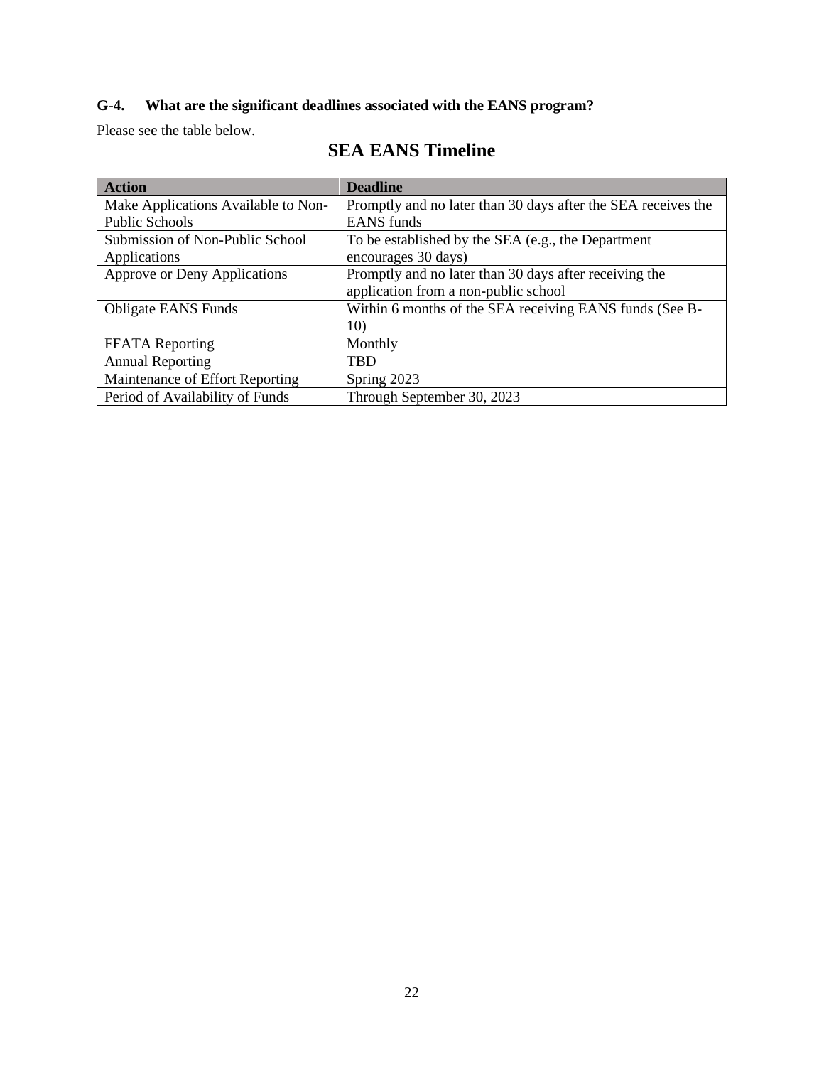**G-4. What are the significant deadlines associated with the EANS program?**

Please see the table below.

## SEA EANS Timeline

| Action | Deadline |
|---|---|
| Make Applications Available to Non-Public Schools | Promptly and no later than 30 days after the SEA receives the EANS funds |
| Submission of Non-Public School Applications | To be established by the SEA (e.g., the Department encourages 30 days) |
| Approve or Deny Applications | Promptly and no later than 30 days after receiving the application from a non-public school |
| Obligate EANS Funds | Within 6 months of the SEA receiving EANS funds (See B-10) |
| FFATA Reporting | Monthly |
| Annual Reporting | TBD |
| Maintenance of Effort Reporting | Spring 2023 |
| Period of Availability of Funds | Through September 30, 2023 |